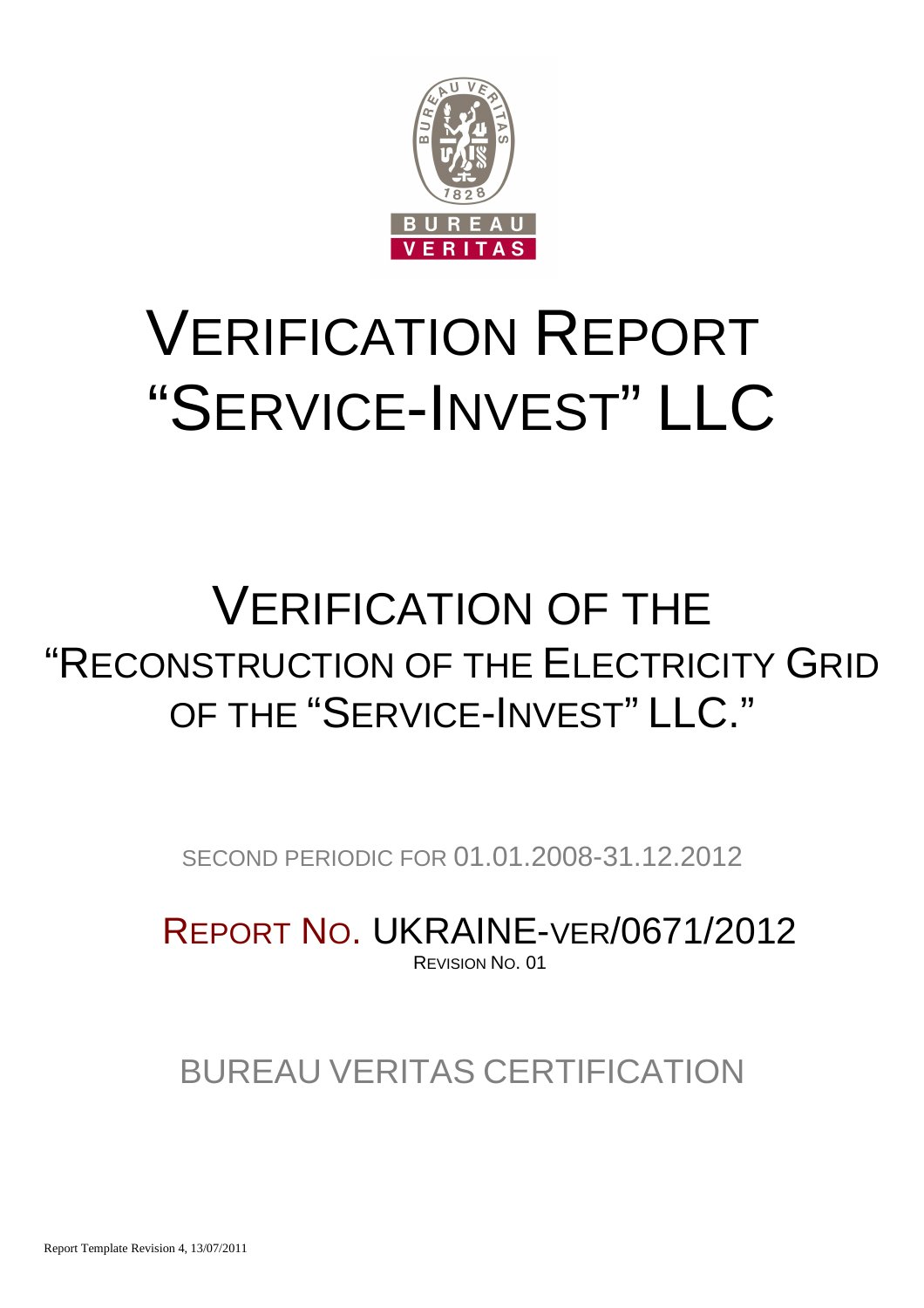# VERIFICATION REPORT "SERVICE-INVEST" LLC

## VERIFICATION OF THE "RECONSTRUCTION OF THE ELECTRICITY GRID OF THE "SERVICE-INVEST" LLC."

SECOND PERIODIC FOR 01.01.2008-31.12.2012

REPORT NO. UKRAINE-VER/0671/2012

REVISION NO. 01

BUREAU VERITAS CERTIFICATION

Report Template Revision 4, 13/07/2011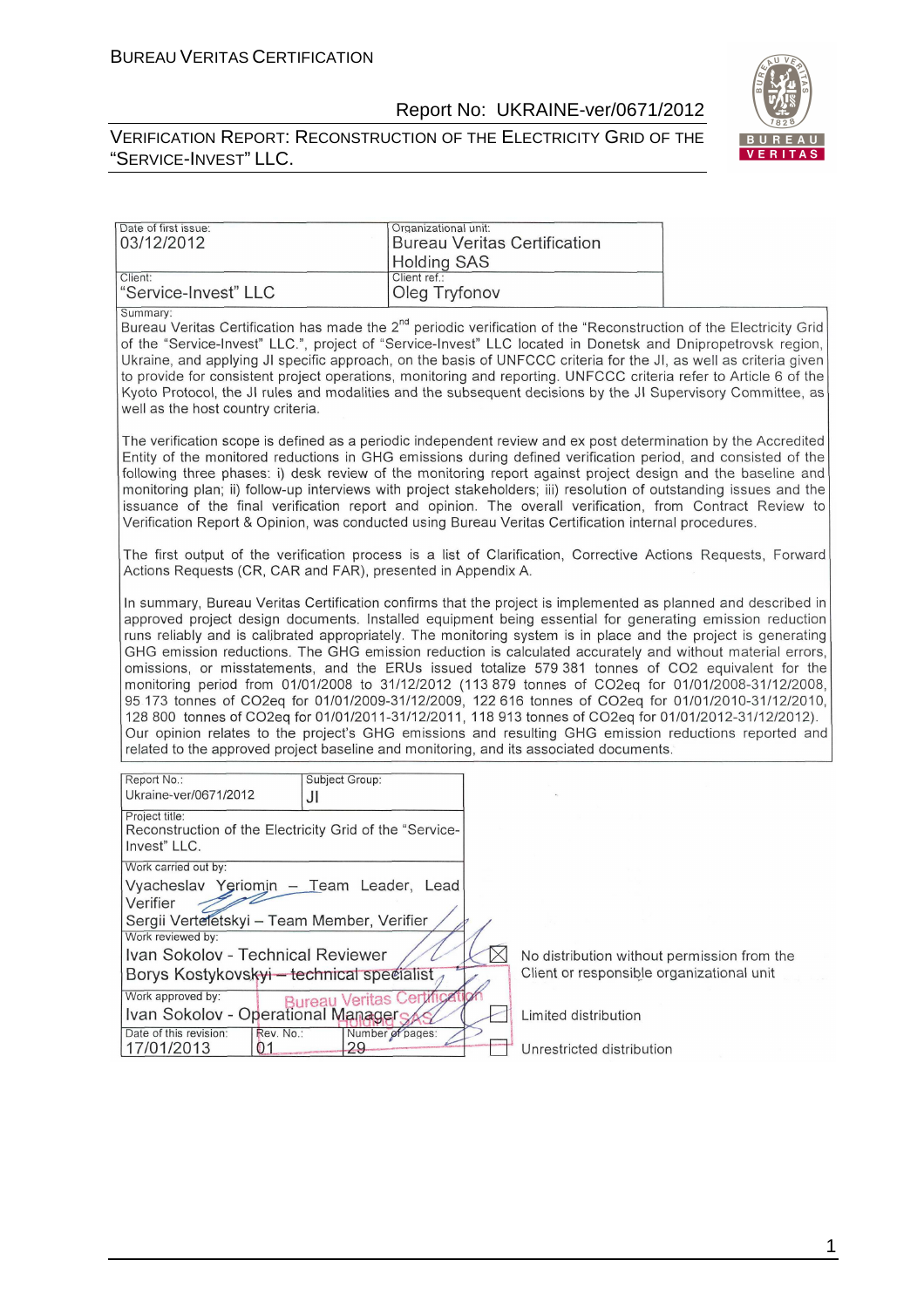| Date of first issue: 03/12/2012 | Organizational unit: Bureau Veritas Certification Holding SAS |
| --- | --- |
| Client: “Service-Invest” LLC | Client ref.: Oleg Tryfonov |

Summary:

Bureau Veritas Certification has made the 2nd periodic verification of the “Reconstruction of the Electricity Grid of the “Service-Invest” LLC.”, project of “Service-Invest” LLC located in Donetsk and Dnipropetrovsk region, Ukraine, and applying JI specific approach, on the basis of UNFCCC criteria for the JI, as well as criteria given to provide for consistent project operations, monitoring and reporting. UNFCCC criteria refer to Article 6 of the Kyoto Protocol, the JI rules and modalities and the subsequent decisions by the JI Supervisory Committee, as well as the host country criteria.

The verification scope is defined as a periodic independent review and ex post determination by the Accredited Entity of the monitored reductions in GHG emissions during defined verification period, and consisted of the following three phases: i) desk review of the monitoring report against project design and the baseline and monitoring plan; ii) follow-up interviews with project stakeholders; iii) resolution of outstanding issues and the issuance of the final verification report and opinion. The overall verification, from Contract Review to Verification Report & Opinion, was conducted using Bureau Veritas Certification internal procedures.

The first output of the verification process is a list of Clarification, Corrective Actions Requests, Forward Actions Requests (CR, CAR and FAR), presented in Appendix A.

In summary, Bureau Veritas Certification confirms that the project is implemented as planned and described in approved project design documents. Installed equipment being essential for generating emission reduction runs reliably and is calibrated appropriately. The monitoring system is in place and the project is generating GHG emission reductions. The GHG emission reduction is calculated accurately and without material errors, omissions, or misstatements, and the ERUs issued totalize 579 381 tonnes of $CO_2$ equivalent for the monitoring period from 01/01/2008 to 31/12/2012 (113 879 tonnes of $CO_2$eq for 01/01/2008-31/12/2008, 95 173 tonnes of $CO_2$eq for 01/01/2009-31/12/2009, 122 616 tonnes of $CO_2$eq for 01/01/2010-31/12/2010, 128 800 tonnes of $CO_2$eq for 01/01/2011-31/12/2011, 118 913 tonnes of $CO_2$eq for 01/01/2012-31/12/2012). Our opinion relates to the project's GHG emissions and resulting GHG emission reductions reported and related to the approved project baseline and monitoring, and its associated documents.

| Report No.: Ukraine-ver/0671/2012 | Subject Group: JI | |
| --- | --- | --- |
| Project title: Reconstruction of the Electricity Grid of the “Service-Invest” LLC. | | |
| Work carried out by: Vyacheslav Yeriomin – Team Leader, Lead Verifier; Sergii Verteletskyi – Team Member, Verifier | | |
| Work reviewed by: Ivan Sokolov - Technical Reviewer; Borys Kostykovskyi – technical specialist | | ☒ No distribution without permission from the Client or responsible organizational unit |
| Work approved by: Ivan Sokolov - Operational Manager | | ☐ Limited distribution |
| Date of this revision: 17/01/2013 | Rev. No.: 01; Number of pages: 29 | ☐ Unrestricted distribution |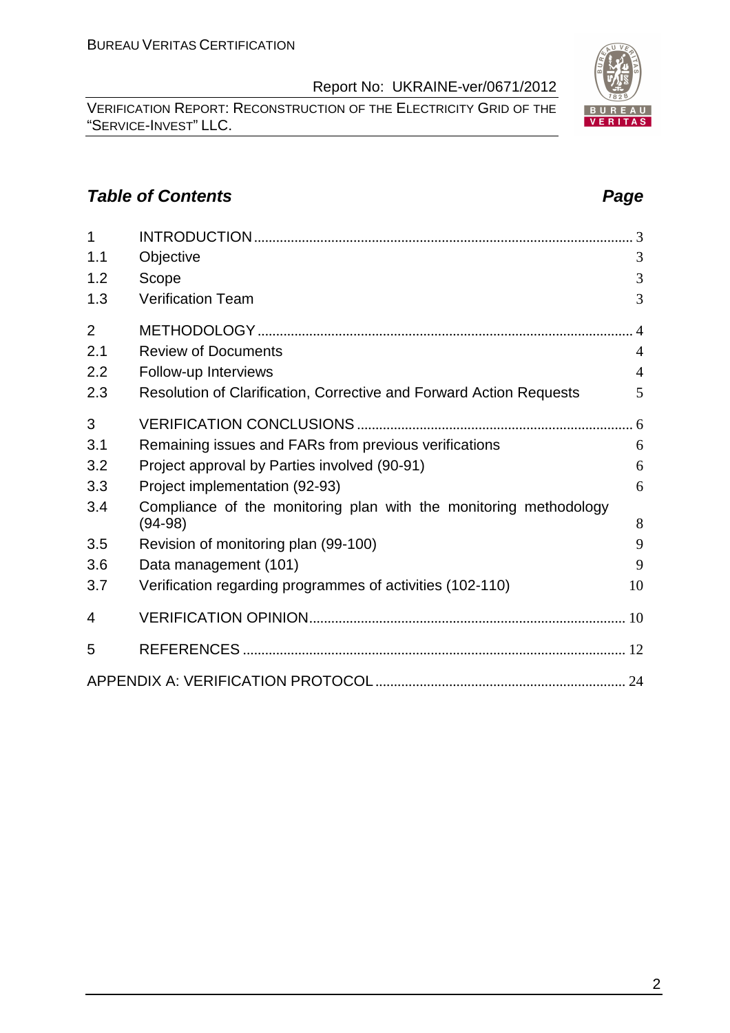## *Table of Contents* *Page*

| | | |
|---|---|---|
| 1 | INTRODUCTION | 3 |
| 1.1 | Objective | 3 |
| 1.2 | Scope | 3 |
| 1.3 | Verification Team | 3 |
| 2 | METHODOLOGY | 4 |
| 2.1 | Review of Documents | 4 |
| 2.2 | Follow-up Interviews | 4 |
| 2.3 | Resolution of Clarification, Corrective and Forward Action Requests | 5 |
| 3 | VERIFICATION CONCLUSIONS | 6 |
| 3.1 | Remaining issues and FARs from previous verifications | 6 |
| 3.2 | Project approval by Parties involved (90-91) | 6 |
| 3.3 | Project implementation (92-93) | 6 |
| 3.4 | Compliance of the monitoring plan with the monitoring methodology (94-98) | 8 |
| 3.5 | Revision of monitoring plan (99-100) | 9 |
| 3.6 | Data management (101) | 9 |
| 3.7 | Verification regarding programmes of activities (102-110) | 10 |
| 4 | VERIFICATION OPINION | 10 |
| 5 | REFERENCES | 12 |
| | APPENDIX A: VERIFICATION PROTOCOL | 24 |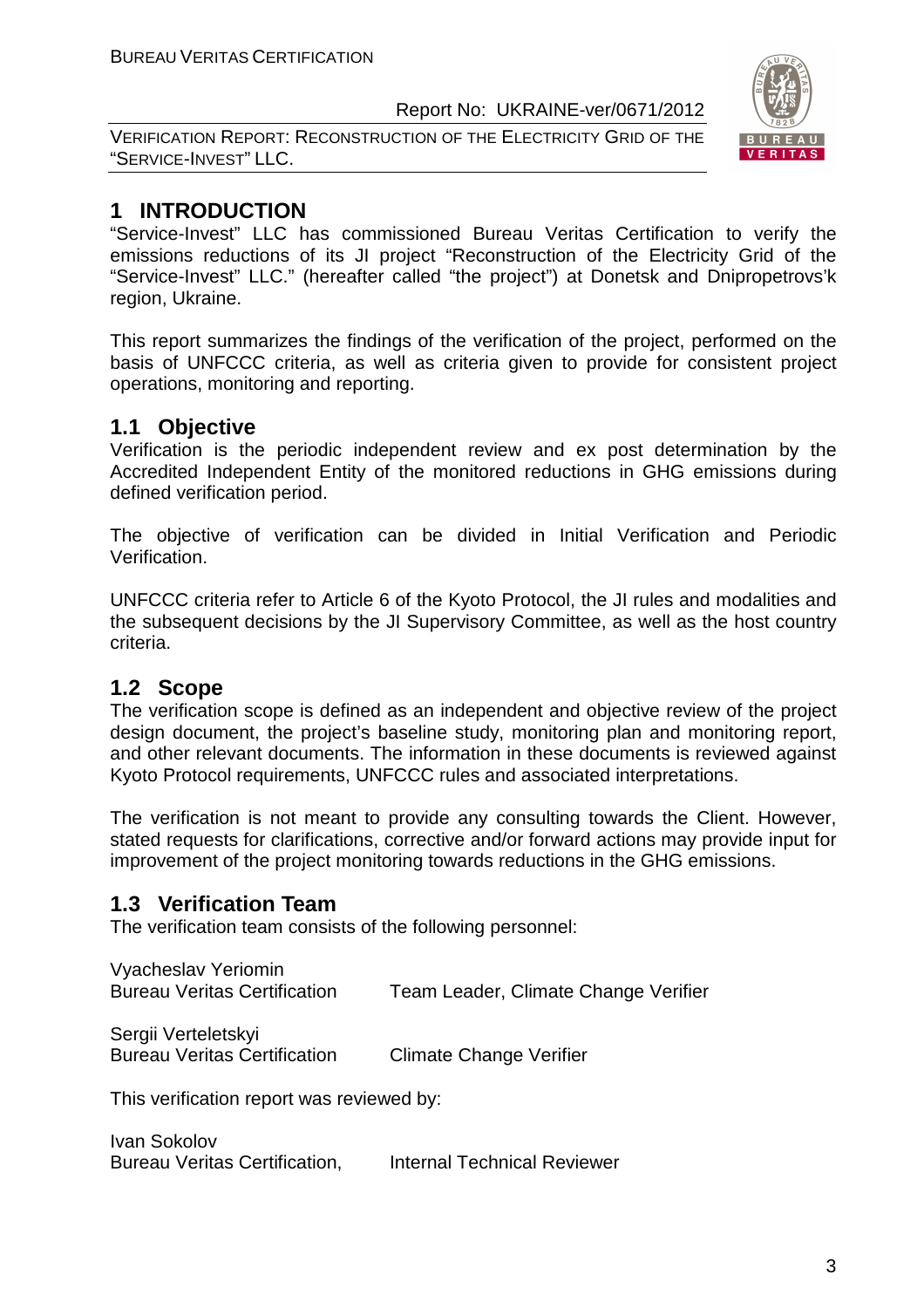# 1 INTRODUCTION

"Service-Invest" LLC has commissioned Bureau Veritas Certification to verify the emissions reductions of its JI project "Reconstruction of the Electricity Grid of the "Service-Invest" LLC." (hereafter called "the project") at Donetsk and Dnipropetrovs'k region, Ukraine.

This report summarizes the findings of the verification of the project, performed on the basis of UNFCCC criteria, as well as criteria given to provide for consistent project operations, monitoring and reporting.

## 1.1 Objective

Verification is the periodic independent review and ex post determination by the Accredited Independent Entity of the monitored reductions in GHG emissions during defined verification period.

The objective of verification can be divided in Initial Verification and Periodic Verification.

UNFCCC criteria refer to Article 6 of the Kyoto Protocol, the JI rules and modalities and the subsequent decisions by the JI Supervisory Committee, as well as the host country criteria.

## 1.2 Scope

The verification scope is defined as an independent and objective review of the project design document, the project's baseline study, monitoring plan and monitoring report, and other relevant documents. The information in these documents is reviewed against Kyoto Protocol requirements, UNFCCC rules and associated interpretations.

The verification is not meant to provide any consulting towards the Client. However, stated requests for clarifications, corrective and/or forward actions may provide input for improvement of the project monitoring towards reductions in the GHG emissions.

## 1.3 Verification Team

The verification team consists of the following personnel:

Vyacheslav Yeriomin
Bureau Veritas Certification — Team Leader, Climate Change Verifier

Sergii Verteletskyi
Bureau Veritas Certification — Climate Change Verifier

This verification report was reviewed by:

Ivan Sokolov
Bureau Veritas Certification, — Internal Technical Reviewer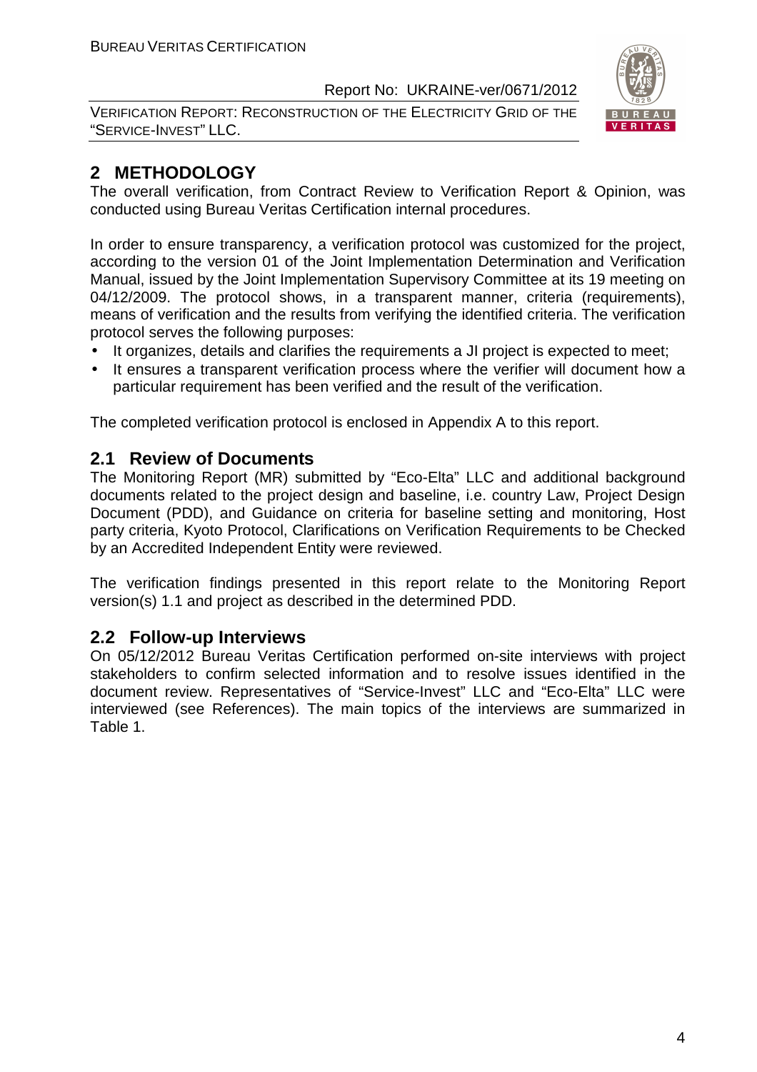## 2 METHODOLOGY

The overall verification, from Contract Review to Verification Report & Opinion, was conducted using Bureau Veritas Certification internal procedures.

In order to ensure transparency, a verification protocol was customized for the project, according to the version 01 of the Joint Implementation Determination and Verification Manual, issued by the Joint Implementation Supervisory Committee at its 19 meeting on 04/12/2009. The protocol shows, in a transparent manner, criteria (requirements), means of verification and the results from verifying the identified criteria. The verification protocol serves the following purposes:

- It organizes, details and clarifies the requirements a JI project is expected to meet;
- It ensures a transparent verification process where the verifier will document how a particular requirement has been verified and the result of the verification.

The completed verification protocol is enclosed in Appendix A to this report.

### 2.1 Review of Documents

The Monitoring Report (MR) submitted by "Eco-Elta" LLC and additional background documents related to the project design and baseline, i.e. country Law, Project Design Document (PDD), and Guidance on criteria for baseline setting and monitoring, Host party criteria, Kyoto Protocol, Clarifications on Verification Requirements to be Checked by an Accredited Independent Entity were reviewed.

The verification findings presented in this report relate to the Monitoring Report version(s) 1.1 and project as described in the determined PDD.

### 2.2 Follow-up Interviews

On 05/12/2012 Bureau Veritas Certification performed on-site interviews with project stakeholders to confirm selected information and to resolve issues identified in the document review. Representatives of "Service-Invest" LLC and "Eco-Elta" LLC were interviewed (see References). The main topics of the interviews are summarized in Table 1.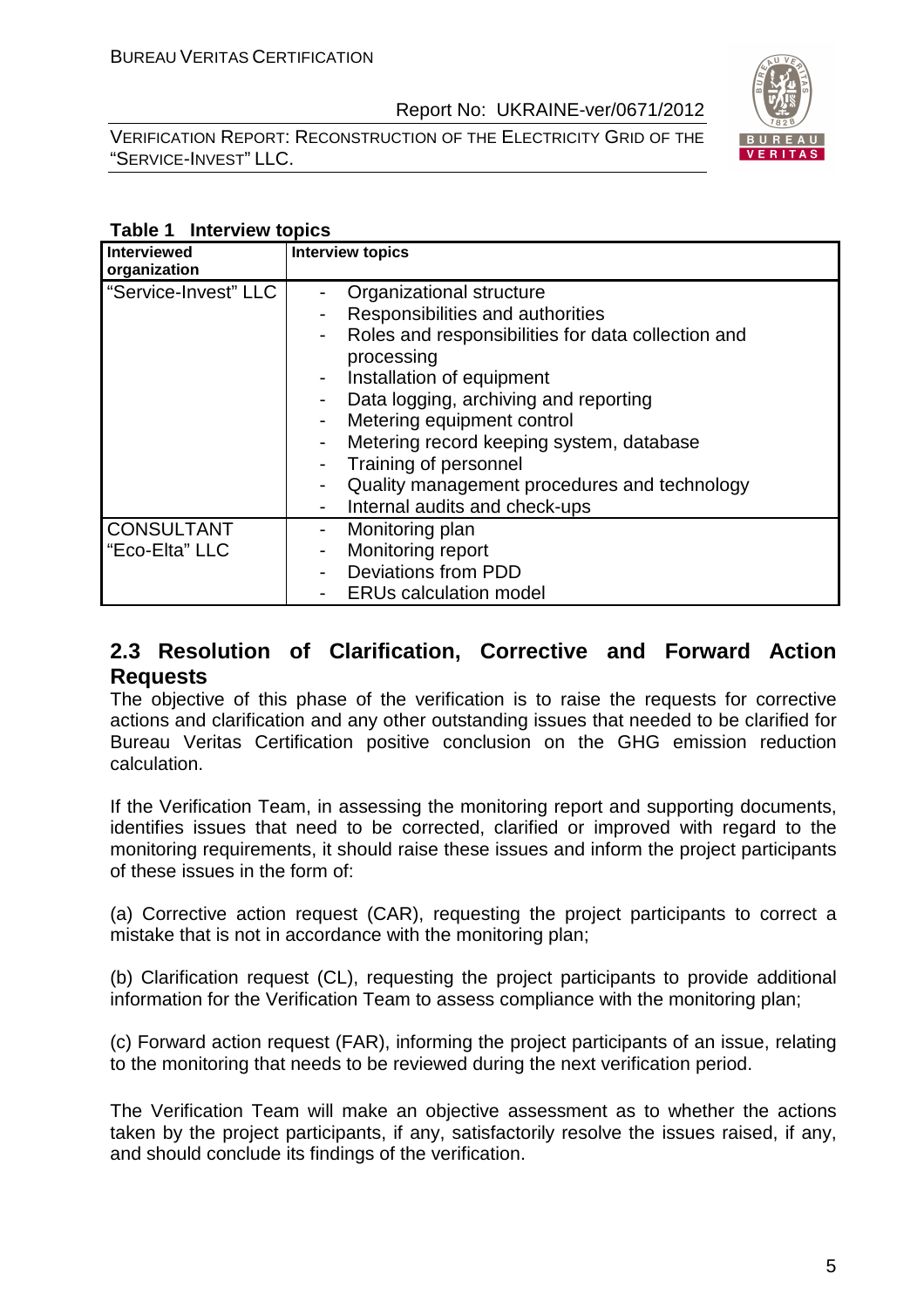**Table 1 Interview topics**

| Interviewed organization | Interview topics |
| --- | --- |
| "Service-Invest" LLC | - Organizational structure<br>- Responsibilities and authorities<br>- Roles and responsibilities for data collection and processing<br>- Installation of equipment<br>- Data logging, archiving and reporting<br>- Metering equipment control<br>- Metering record keeping system, database<br>- Training of personnel<br>- Quality management procedures and technology<br>- Internal audits and check-ups |
| CONSULTANT "Eco-Elta" LLC | - Monitoring plan<br>- Monitoring report<br>- Deviations from PDD<br>- ERUs calculation model |

## 2.3 Resolution of Clarification, Corrective and Forward Action Requests

The objective of this phase of the verification is to raise the requests for corrective actions and clarification and any other outstanding issues that needed to be clarified for Bureau Veritas Certification positive conclusion on the GHG emission reduction calculation.

If the Verification Team, in assessing the monitoring report and supporting documents, identifies issues that need to be corrected, clarified or improved with regard to the monitoring requirements, it should raise these issues and inform the project participants of these issues in the form of:

(a) Corrective action request (CAR), requesting the project participants to correct a mistake that is not in accordance with the monitoring plan;

(b) Clarification request (CL), requesting the project participants to provide additional information for the Verification Team to assess compliance with the monitoring plan;

(c) Forward action request (FAR), informing the project participants of an issue, relating to the monitoring that needs to be reviewed during the next verification period.

The Verification Team will make an objective assessment as to whether the actions taken by the project participants, if any, satisfactorily resolve the issues raised, if any, and should conclude its findings of the verification.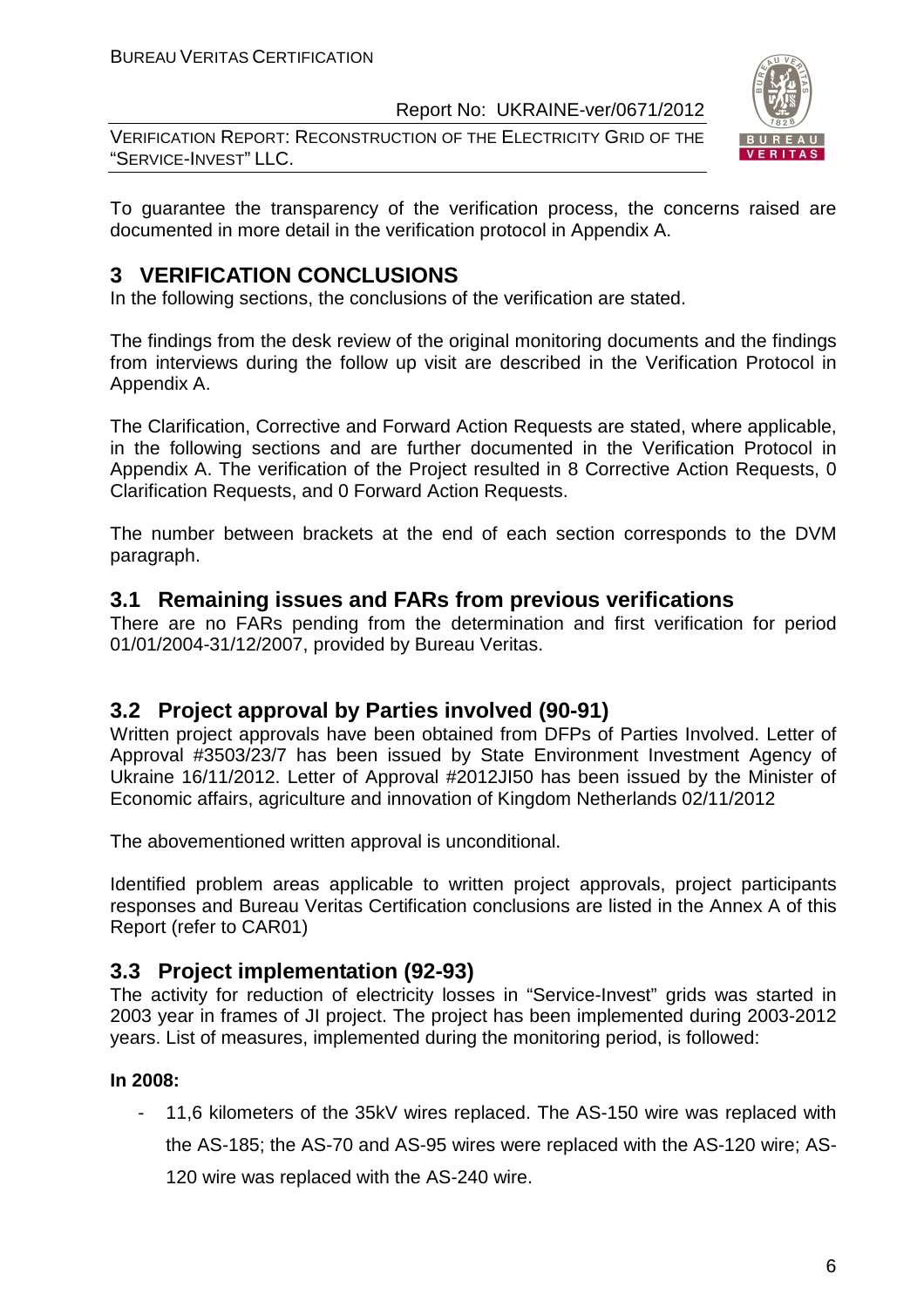To guarantee the transparency of the verification process, the concerns raised are documented in more detail in the verification protocol in Appendix A.

# 3 VERIFICATION CONCLUSIONS

In the following sections, the conclusions of the verification are stated.

The findings from the desk review of the original monitoring documents and the findings from interviews during the follow up visit are described in the Verification Protocol in Appendix A.

The Clarification, Corrective and Forward Action Requests are stated, where applicable, in the following sections and are further documented in the Verification Protocol in Appendix A. The verification of the Project resulted in 8 Corrective Action Requests, 0 Clarification Requests, and 0 Forward Action Requests.

The number between brackets at the end of each section corresponds to the DVM paragraph.

## 3.1 Remaining issues and FARs from previous verifications

There are no FARs pending from the determination and first verification for period 01/01/2004-31/12/2007, provided by Bureau Veritas.

## 3.2 Project approval by Parties involved (90-91)

Written project approvals have been obtained from DFPs of Parties Involved. Letter of Approval #3503/23/7 has been issued by State Environment Investment Agency of Ukraine 16/11/2012. Letter of Approval #2012JI50 has been issued by the Minister of Economic affairs, agriculture and innovation of Kingdom Netherlands 02/11/2012

The abovementioned written approval is unconditional.

Identified problem areas applicable to written project approvals, project participants responses and Bureau Veritas Certification conclusions are listed in the Annex A of this Report (refer to CAR01)

## 3.3 Project implementation (92-93)

The activity for reduction of electricity losses in "Service-Invest" grids was started in 2003 year in frames of JI project. The project has been implemented during 2003-2012 years. List of measures, implemented during the monitoring period, is followed:

**In 2008:**

- 11,6 kilometers of the 35kV wires replaced. The AS-150 wire was replaced with the AS-185; the AS-70 and AS-95 wires were replaced with the AS-120 wire; AS-120 wire was replaced with the AS-240 wire.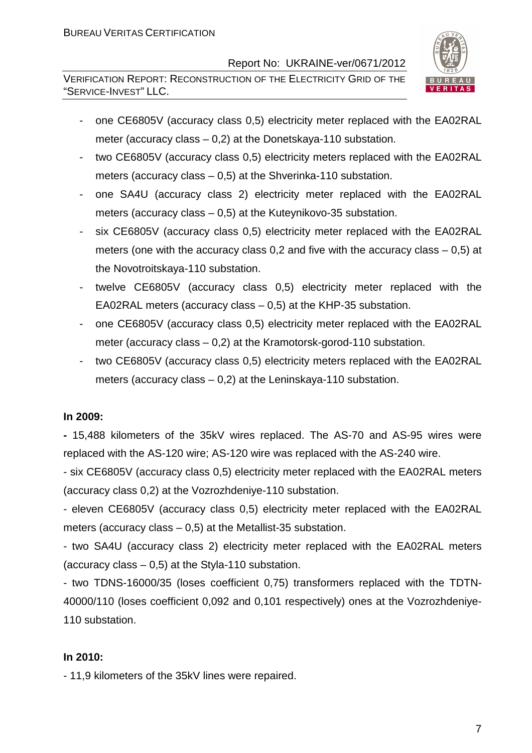- one CE6805V (accuracy class 0,5) electricity meter replaced with the EA02RAL meter (accuracy class – 0,2) at the Donetskaya-110 substation.
- two CE6805V (accuracy class 0,5) electricity meters replaced with the EA02RAL meters (accuracy class – 0,5) at the Shverinka-110 substation.
- one SA4U (accuracy class 2) electricity meter replaced with the EA02RAL meters (accuracy class – 0,5) at the Kuteynikovo-35 substation.
- six CE6805V (accuracy class 0,5) electricity meter replaced with the EA02RAL meters (one with the accuracy class 0,2 and five with the accuracy class – 0,5) at the Novotroitskaya-110 substation.
- twelve CE6805V (accuracy class 0,5) electricity meter replaced with the EA02RAL meters (accuracy class – 0,5) at the KHP-35 substation.
- one CE6805V (accuracy class 0,5) electricity meter replaced with the EA02RAL meter (accuracy class – 0,2) at the Kramotorsk-gorod-110 substation.
- two CE6805V (accuracy class 0,5) electricity meters replaced with the EA02RAL meters (accuracy class – 0,2) at the Leninskaya-110 substation.

**In 2009:**

**-** 15,488 kilometers of the 35kV wires replaced. The AS-70 and AS-95 wires were replaced with the AS-120 wire; AS-120 wire was replaced with the AS-240 wire.

- six CE6805V (accuracy class 0,5) electricity meter replaced with the EA02RAL meters (accuracy class 0,2) at the Vozrozhdeniye-110 substation.

- eleven CE6805V (accuracy class 0,5) electricity meter replaced with the EA02RAL meters (accuracy class – 0,5) at the Metallist-35 substation.

- two SA4U (accuracy class 2) electricity meter replaced with the EA02RAL meters (accuracy class – 0,5) at the Styla-110 substation.

- two TDNS-16000/35 (loses coefficient 0,75) transformers replaced with the TDTN-40000/110 (loses coefficient 0,092 and 0,101 respectively) ones at the Vozrozhdeniye-110 substation.

**In 2010:**

- 11,9 kilometers of the 35kV lines were repaired.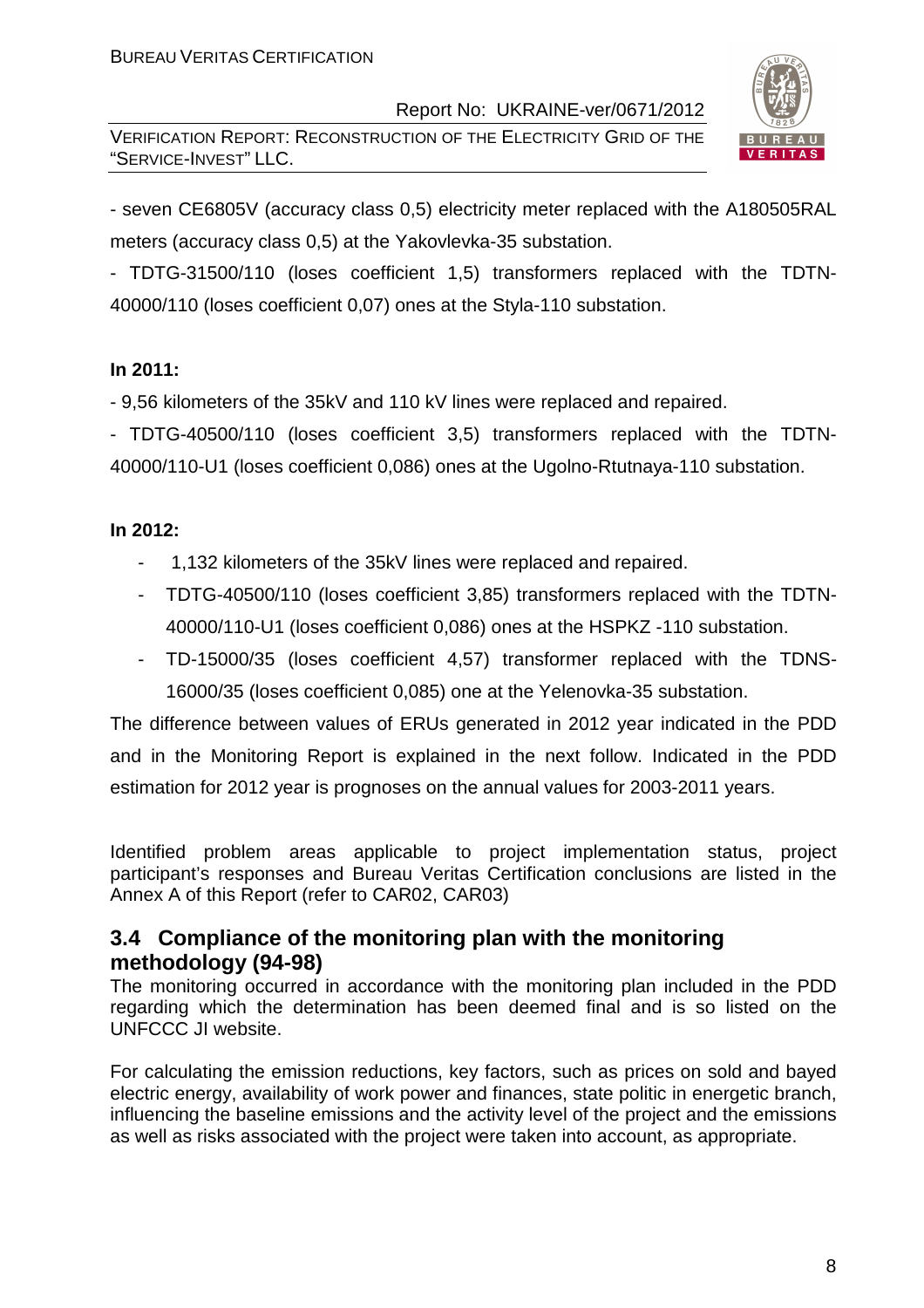- seven CE6805V (accuracy class 0,5) electricity meter replaced with the A180505RAL meters (accuracy class 0,5) at the Yakovlevka-35 substation.

- TDTG-31500/110 (loses coefficient 1,5) transformers replaced with the TDTN-40000/110 (loses coefficient 0,07) ones at the Styla-110 substation.

**In 2011:**

- 9,56 kilometers of the 35kV and 110 kV lines were replaced and repaired.

- TDTG-40500/110 (loses coefficient 3,5) transformers replaced with the TDTN-40000/110-U1 (loses coefficient 0,086) ones at the Ugolno-Rtutnaya-110 substation.

**In 2012:**

- 1,132 kilometers of the 35kV lines were replaced and repaired.
- TDTG-40500/110 (loses coefficient 3,85) transformers replaced with the TDTN-40000/110-U1 (loses coefficient 0,086) ones at the HSPKZ -110 substation.
- TD-15000/35 (loses coefficient 4,57) transformer replaced with the TDNS-16000/35 (loses coefficient 0,085) one at the Yelenovka-35 substation.

The difference between values of ERUs generated in 2012 year indicated in the PDD and in the Monitoring Report is explained in the next follow. Indicated in the PDD estimation for 2012 year is prognoses on the annual values for 2003-2011 years.

Identified problem areas applicable to project implementation status, project participant's responses and Bureau Veritas Certification conclusions are listed in the Annex A of this Report (refer to CAR02, CAR03)

## 3.4 Compliance of the monitoring plan with the monitoring methodology (94-98)

The monitoring occurred in accordance with the monitoring plan included in the PDD regarding which the determination has been deemed final and is so listed on the UNFCCC JI website.

For calculating the emission reductions, key factors, such as prices on sold and bayed electric energy, availability of work power and finances, state politic in energetic branch, influencing the baseline emissions and the activity level of the project and the emissions as well as risks associated with the project were taken into account, as appropriate.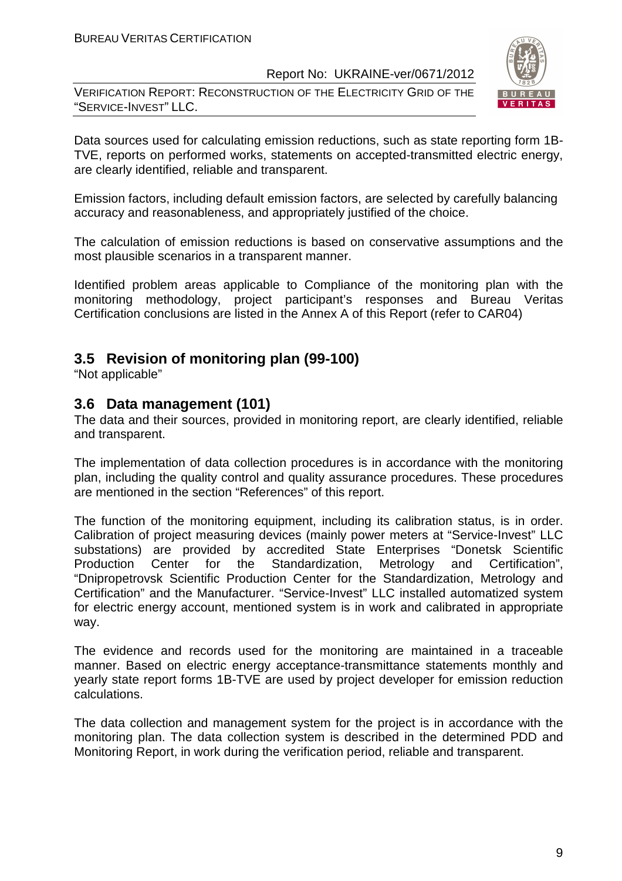Data sources used for calculating emission reductions, such as state reporting form 1B-TVE, reports on performed works, statements on accepted-transmitted electric energy, are clearly identified, reliable and transparent.

Emission factors, including default emission factors, are selected by carefully balancing accuracy and reasonableness, and appropriately justified of the choice.

The calculation of emission reductions is based on conservative assumptions and the most plausible scenarios in a transparent manner.

Identified problem areas applicable to Compliance of the monitoring plan with the monitoring methodology, project participant's responses and Bureau Veritas Certification conclusions are listed in the Annex A of this Report (refer to CAR04)

## 3.5 Revision of monitoring plan (99-100)

"Not applicable"

## 3.6 Data management (101)

The data and their sources, provided in monitoring report, are clearly identified, reliable and transparent.

The implementation of data collection procedures is in accordance with the monitoring plan, including the quality control and quality assurance procedures. These procedures are mentioned in the section "References" of this report.

The function of the monitoring equipment, including its calibration status, is in order. Calibration of project measuring devices (mainly power meters at "Service-Invest" LLC substations) are provided by accredited State Enterprises "Donetsk Scientific Production Center for the Standardization, Metrology and Certification", "Dnipropetrovsk Scientific Production Center for the Standardization, Metrology and Certification" and the Manufacturer. "Service-Invest" LLC installed automatized system for electric energy account, mentioned system is in work and calibrated in appropriate way.

The evidence and records used for the monitoring are maintained in a traceable manner. Based on electric energy acceptance-transmittance statements monthly and yearly state report forms 1B-TVE are used by project developer for emission reduction calculations.

The data collection and management system for the project is in accordance with the monitoring plan. The data collection system is described in the determined PDD and Monitoring Report, in work during the verification period, reliable and transparent.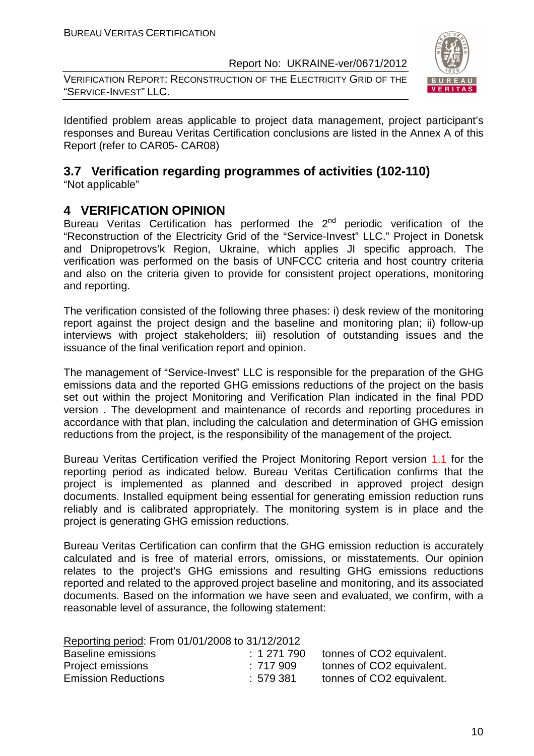Identified problem areas applicable to project data management, project participant's responses and Bureau Veritas Certification conclusions are listed in the Annex A of this Report (refer to CAR05- CAR08)

## 3.7 Verification regarding programmes of activities (102-110)

"Not applicable"

# 4 VERIFICATION OPINION

Bureau Veritas Certification has performed the 2nd periodic verification of the "Reconstruction of the Electricity Grid of the "Service-Invest" LLC." Project in Donetsk and Dnipropetrovs'k Region, Ukraine, which applies JI specific approach. The verification was performed on the basis of UNFCCC criteria and host country criteria and also on the criteria given to provide for consistent project operations, monitoring and reporting.

The verification consisted of the following three phases: i) desk review of the monitoring report against the project design and the baseline and monitoring plan; ii) follow-up interviews with project stakeholders; iii) resolution of outstanding issues and the issuance of the final verification report and opinion.

The management of "Service-Invest" LLC is responsible for the preparation of the GHG emissions data and the reported GHG emissions reductions of the project on the basis set out within the project Monitoring and Verification Plan indicated in the final PDD version . The development and maintenance of records and reporting procedures in accordance with that plan, including the calculation and determination of GHG emission reductions from the project, is the responsibility of the management of the project.

Bureau Veritas Certification verified the Project Monitoring Report version 1.1 for the reporting period as indicated below. Bureau Veritas Certification confirms that the project is implemented as planned and described in approved project design documents. Installed equipment being essential for generating emission reduction runs reliably and is calibrated appropriately. The monitoring system is in place and the project is generating GHG emission reductions.

Bureau Veritas Certification can confirm that the GHG emission reduction is accurately calculated and is free of material errors, omissions, or misstatements. Our opinion relates to the project's GHG emissions and resulting GHG emissions reductions reported and related to the approved project baseline and monitoring, and its associated documents. Based on the information we have seen and evaluated, we confirm, with a reasonable level of assurance, the following statement:

Reporting period: From 01/01/2008 to 31/12/2012

| | | |
|---|---|---|
| Baseline emissions | : 1 271 790 | tonnes of CO2 equivalent. |
| Project emissions | : 717 909 | tonnes of CO2 equivalent. |
| Emission Reductions | : 579 381 | tonnes of CO2 equivalent. |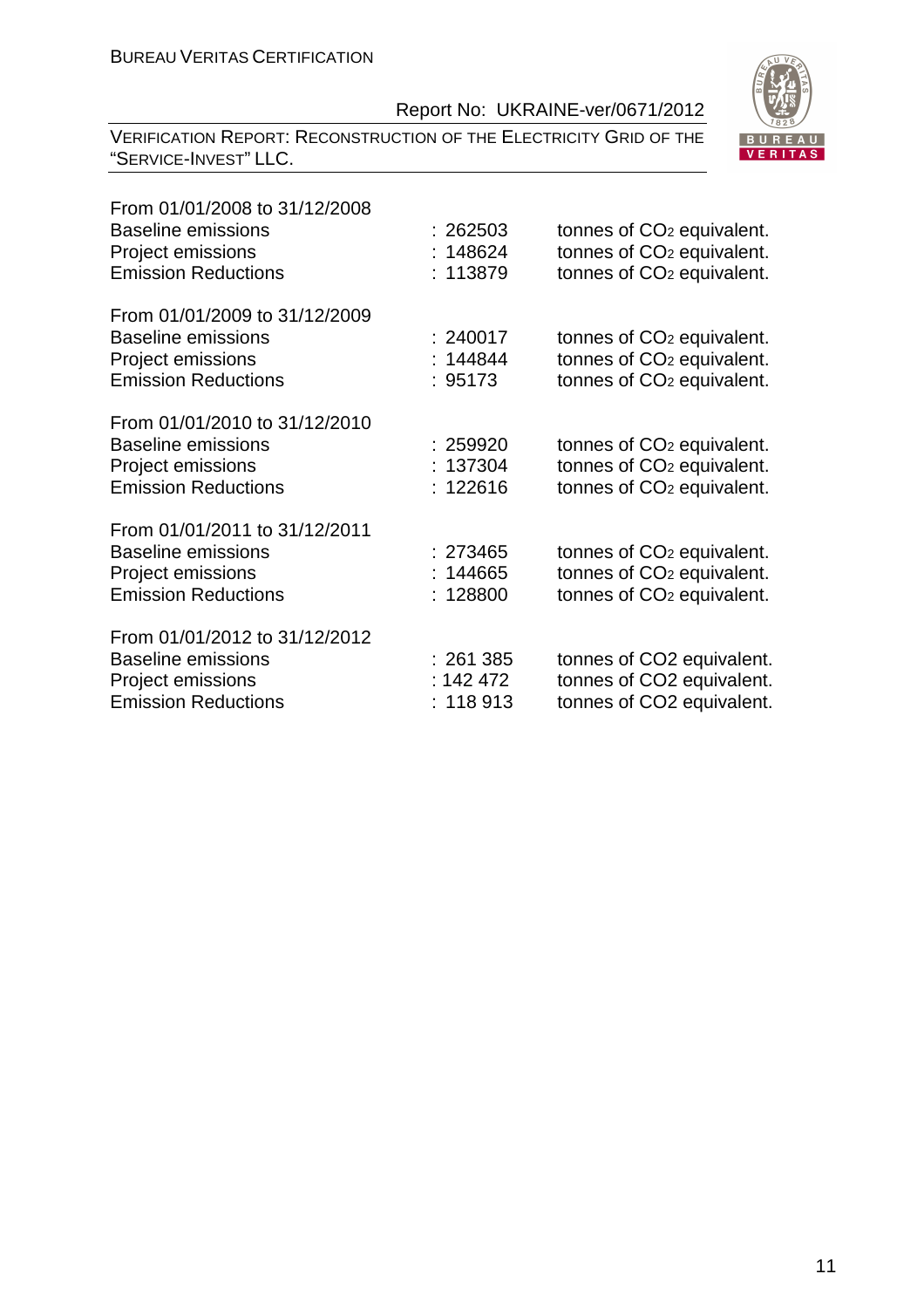From 01/01/2008 to 31/12/2008

| | | |
|---|---|---|
| Baseline emissions | : 262503 | tonnes of $CO_2$ equivalent. |
| Project emissions | : 148624 | tonnes of $CO_2$ equivalent. |
| Emission Reductions | : 113879 | tonnes of $CO_2$ equivalent. |

From 01/01/2009 to 31/12/2009

| | | |
|---|---|---|
| Baseline emissions | : 240017 | tonnes of $CO_2$ equivalent. |
| Project emissions | : 144844 | tonnes of $CO_2$ equivalent. |
| Emission Reductions | : 95173 | tonnes of $CO_2$ equivalent. |

From 01/01/2010 to 31/12/2010

| | | |
|---|---|---|
| Baseline emissions | : 259920 | tonnes of $CO_2$ equivalent. |
| Project emissions | : 137304 | tonnes of $CO_2$ equivalent. |
| Emission Reductions | : 122616 | tonnes of $CO_2$ equivalent. |

From 01/01/2011 to 31/12/2011

| | | |
|---|---|---|
| Baseline emissions | : 273465 | tonnes of $CO_2$ equivalent. |
| Project emissions | : 144665 | tonnes of $CO_2$ equivalent. |
| Emission Reductions | : 128800 | tonnes of $CO_2$ equivalent. |

From 01/01/2012 to 31/12/2012

| | | |
|---|---|---|
| Baseline emissions | : 261 385 | tonnes of CO2 equivalent. |
| Project emissions | : 142 472 | tonnes of CO2 equivalent. |
| Emission Reductions | : 118 913 | tonnes of CO2 equivalent. |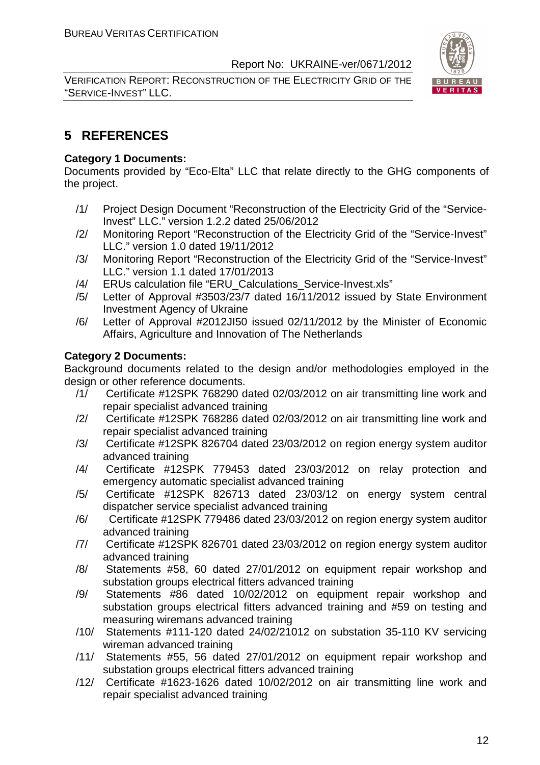# 5 REFERENCES

**Category 1 Documents:**

Documents provided by "Eco-Elta" LLC that relate directly to the GHG components of the project.

/1/ Project Design Document "Reconstruction of the Electricity Grid of the "Service-Invest" LLC." version 1.2.2 dated 25/06/2012

/2/ Monitoring Report "Reconstruction of the Electricity Grid of the "Service-Invest" LLC." version 1.0 dated 19/11/2012

/3/ Monitoring Report "Reconstruction of the Electricity Grid of the "Service-Invest" LLC." version 1.1 dated 17/01/2013

/4/ ERUs calculation file "ERU_Calculations_Service-Invest.xls"

/5/ Letter of Approval #3503/23/7 dated 16/11/2012 issued by State Environment Investment Agency of Ukraine

/6/ Letter of Approval #2012JI50 issued 02/11/2012 by the Minister of Economic Affairs, Agriculture and Innovation of The Netherlands

**Category 2 Documents:**

Background documents related to the design and/or methodologies employed in the design or other reference documents.

/1/ Certificate #12SPK 768290 dated 02/03/2012 on air transmitting line work and repair specialist advanced training

/2/ Certificate #12SPK 768286 dated 02/03/2012 on air transmitting line work and repair specialist advanced training

/3/ Certificate #12SPK 826704 dated 23/03/2012 on region energy system auditor advanced training

/4/ Certificate #12SPK 779453 dated 23/03/2012 on relay protection and emergency automatic specialist advanced training

/5/ Certificate #12SPK 826713 dated 23/03/12 on energy system central dispatcher service specialist advanced training

/6/ Certificate #12SPK 779486 dated 23/03/2012 on region energy system auditor advanced training

/7/ Certificate #12SPK 826701 dated 23/03/2012 on region energy system auditor advanced training

/8/ Statements #58, 60 dated 27/01/2012 on equipment repair workshop and substation groups electrical fitters advanced training

/9/ Statements #86 dated 10/02/2012 on equipment repair workshop and substation groups electrical fitters advanced training and #59 on testing and measuring wiremans advanced training

/10/ Statements #111-120 dated 24/02/21012 on substation 35-110 KV servicing wireman advanced training

/11/ Statements #55, 56 dated 27/01/2012 on equipment repair workshop and substation groups electrical fitters advanced training

/12/ Certificate #1623-1626 dated 10/02/2012 on air transmitting line work and repair specialist advanced training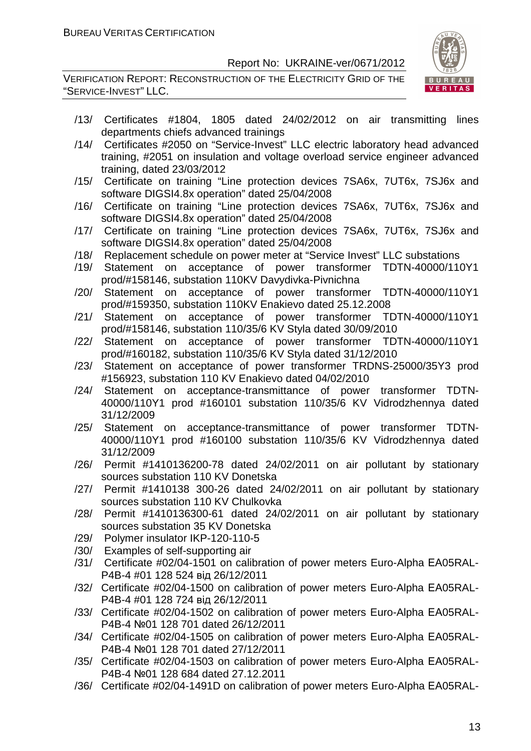/13/ Certificates #1804, 1805 dated 24/02/2012 on air transmitting lines departments chiefs advanced trainings

/14/ Certificates #2050 on "Service-Invest" LLC electric laboratory head advanced training, #2051 on insulation and voltage overload service engineer advanced training, dated 23/03/2012

/15/ Certificate on training "Line protection devices 7SA6x, 7UT6x, 7SJ6x and software DIGSI4.8x operation" dated 25/04/2008

/16/ Certificate on training "Line protection devices 7SA6x, 7UT6x, 7SJ6x and software DIGSI4.8x operation" dated 25/04/2008

/17/ Certificate on training "Line protection devices 7SA6x, 7UT6x, 7SJ6x and software DIGSI4.8x operation" dated 25/04/2008

/18/ Replacement schedule on power meter at "Service Invest" LLC substations

/19/ Statement on acceptance of power transformer TDTN-40000/110Y1 prod/#158146, substation 110KV Davydivka-Pivnichna

/20/ Statement on acceptance of power transformer TDTN-40000/110Y1 prod/#159350, substation 110KV Enakievo dated 25.12.2008

/21/ Statement on acceptance of power transformer TDTN-40000/110Y1 prod/#158146, substation 110/35/6 KV Styla dated 30/09/2010

/22/ Statement on acceptance of power transformer TDTN-40000/110Y1 prod/#160182, substation 110/35/6 KV Styla dated 31/12/2010

/23/ Statement on acceptance of power transformer TRDNS-25000/35Y3 prod #156923, substation 110 KV Enakievo dated 04/02/2010

/24/ Statement on acceptance-transmittance of power transformer TDTN-40000/110Y1 prod #160101 substation 110/35/6 KV Vidrodzhennya dated 31/12/2009

/25/ Statement on acceptance-transmittance of power transformer TDTN-40000/110Y1 prod #160100 substation 110/35/6 KV Vidrodzhennya dated 31/12/2009

/26/ Permit #1410136200-78 dated 24/02/2011 on air pollutant by stationary sources substation 110 KV Donetska

/27/ Permit #1410138 300-26 dated 24/02/2011 on air pollutant by stationary sources substation 110 KV Chulkovka

/28/ Permit #1410136300-61 dated 24/02/2011 on air pollutant by stationary sources substation 35 KV Donetska

/29/ Polymer insulator IKP-120-110-5

/30/ Examples of self-supporting air

/31/ Certificate #02/04-1501 on calibration of power meters Euro-Alpha EA05RAL-P4B-4 #01 128 524 від 26/12/2011

/32/ Certificate #02/04-1500 on calibration of power meters Euro-Alpha EA05RAL-P4B-4 #01 128 724 від 26/12/2011

/33/ Certificate #02/04-1502 on calibration of power meters Euro-Alpha EA05RAL-P4B-4 №01 128 701 dated 26/12/2011

/34/ Certificate #02/04-1505 on calibration of power meters Euro-Alpha EA05RAL-P4B-4 №01 128 701 dated 27/12/2011

/35/ Certificate #02/04-1503 on calibration of power meters Euro-Alpha EA05RAL-P4B-4 №01 128 684 dated 27.12.2011

/36/ Certificate #02/04-1491D on calibration of power meters Euro-Alpha EA05RAL-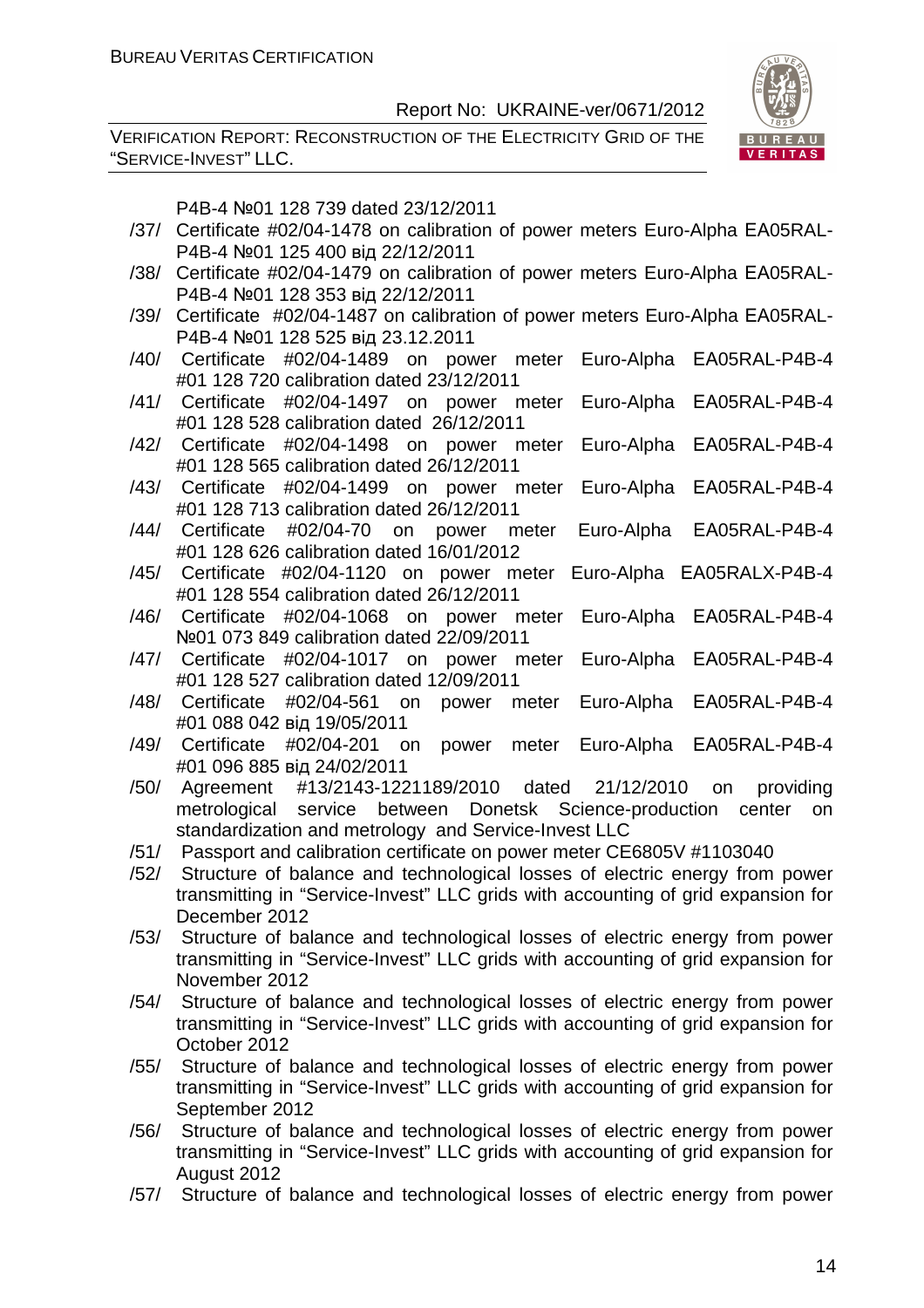P4B-4 №01 128 739 dated 23/12/2011

/37/ Certificate #02/04-1478 on calibration of power meters Euro-Alpha EA05RAL-P4B-4 №01 125 400 від 22/12/2011

/38/ Certificate #02/04-1479 on calibration of power meters Euro-Alpha EA05RAL-P4B-4 №01 128 353 від 22/12/2011

/39/ Certificate #02/04-1487 on calibration of power meters Euro-Alpha EA05RAL-P4B-4 №01 128 525 від 23.12.2011

/40/ Certificate #02/04-1489 on power meter Euro-Alpha EA05RAL-P4B-4 #01 128 720 calibration dated 23/12/2011

/41/ Certificate #02/04-1497 on power meter Euro-Alpha EA05RAL-P4B-4 #01 128 528 calibration dated 26/12/2011

/42/ Certificate #02/04-1498 on power meter Euro-Alpha EA05RAL-P4B-4 #01 128 565 calibration dated 26/12/2011

/43/ Certificate #02/04-1499 on power meter Euro-Alpha EA05RAL-P4B-4 #01 128 713 calibration dated 26/12/2011

/44/ Certificate #02/04-70 on power meter Euro-Alpha EA05RAL-P4B-4 #01 128 626 calibration dated 16/01/2012

/45/ Certificate #02/04-1120 on power meter Euro-Alpha EA05RALX-P4B-4 #01 128 554 calibration dated 26/12/2011

/46/ Certificate #02/04-1068 on power meter Euro-Alpha EA05RAL-P4B-4 №01 073 849 calibration dated 22/09/2011

/47/ Certificate #02/04-1017 on power meter Euro-Alpha EA05RAL-P4B-4 #01 128 527 calibration dated 12/09/2011

/48/ Certificate #02/04-561 on power meter Euro-Alpha EA05RAL-P4B-4 #01 088 042 від 19/05/2011

/49/ Certificate #02/04-201 on power meter Euro-Alpha EA05RAL-P4B-4 #01 096 885 від 24/02/2011

/50/ Agreement #13/2143-1221189/2010 dated 21/12/2010 on providing metrological service between Donetsk Science-production center on standardization and metrology and Service-Invest LLC

/51/ Passport and calibration certificate on power meter CE6805V #1103040

/52/ Structure of balance and technological losses of electric energy from power transmitting in "Service-Invest" LLC grids with accounting of grid expansion for December 2012

/53/ Structure of balance and technological losses of electric energy from power transmitting in "Service-Invest" LLC grids with accounting of grid expansion for November 2012

/54/ Structure of balance and technological losses of electric energy from power transmitting in "Service-Invest" LLC grids with accounting of grid expansion for October 2012

/55/ Structure of balance and technological losses of electric energy from power transmitting in "Service-Invest" LLC grids with accounting of grid expansion for September 2012

/56/ Structure of balance and technological losses of electric energy from power transmitting in "Service-Invest" LLC grids with accounting of grid expansion for August 2012

/57/ Structure of balance and technological losses of electric energy from power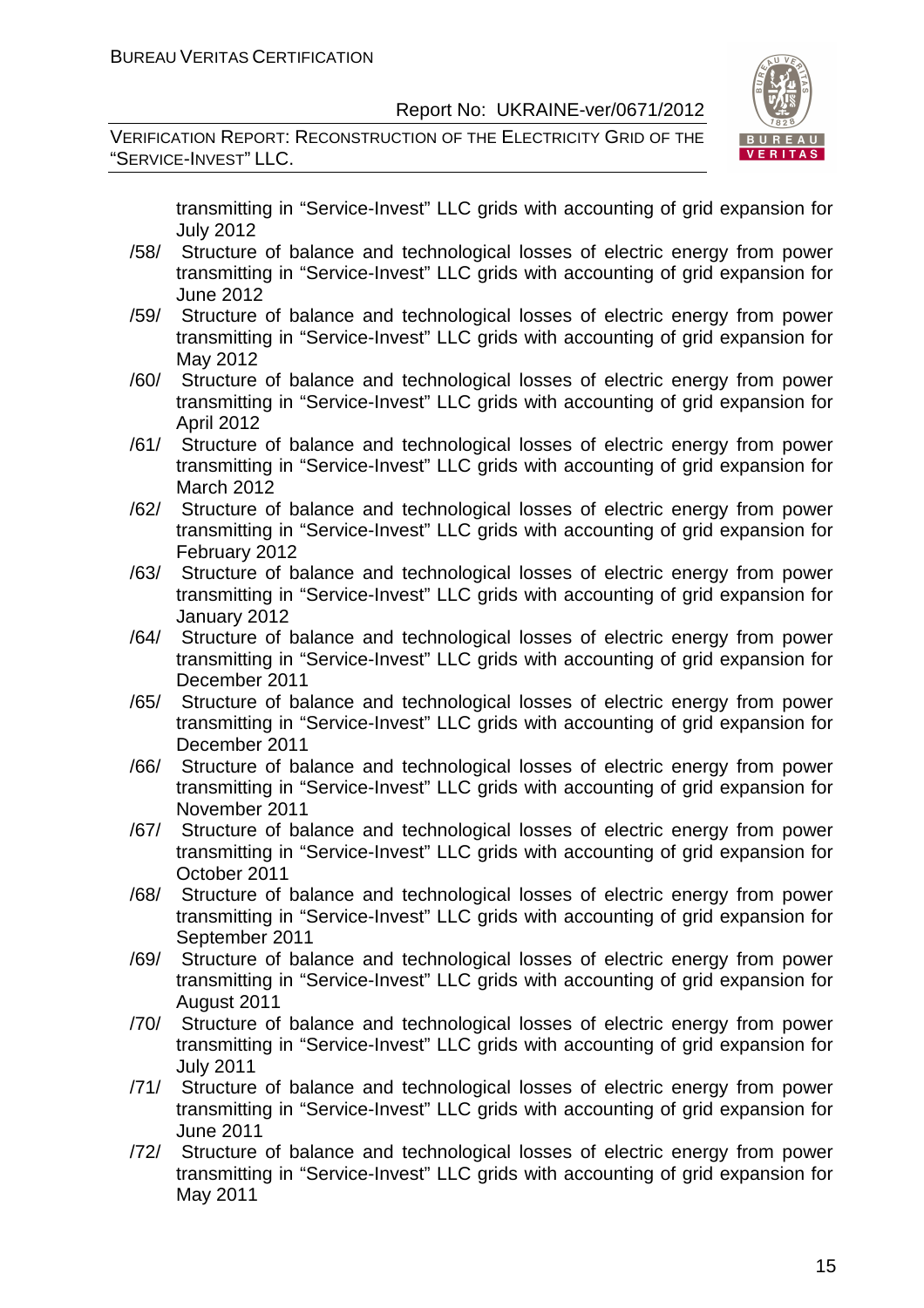transmitting in "Service-Invest" LLC grids with accounting of grid expansion for July 2012

/58/ Structure of balance and technological losses of electric energy from power transmitting in "Service-Invest" LLC grids with accounting of grid expansion for June 2012

/59/ Structure of balance and technological losses of electric energy from power transmitting in "Service-Invest" LLC grids with accounting of grid expansion for May 2012

/60/ Structure of balance and technological losses of electric energy from power transmitting in "Service-Invest" LLC grids with accounting of grid expansion for April 2012

/61/ Structure of balance and technological losses of electric energy from power transmitting in "Service-Invest" LLC grids with accounting of grid expansion for March 2012

/62/ Structure of balance and technological losses of electric energy from power transmitting in "Service-Invest" LLC grids with accounting of grid expansion for February 2012

/63/ Structure of balance and technological losses of electric energy from power transmitting in "Service-Invest" LLC grids with accounting of grid expansion for January 2012

/64/ Structure of balance and technological losses of electric energy from power transmitting in "Service-Invest" LLC grids with accounting of grid expansion for December 2011

/65/ Structure of balance and technological losses of electric energy from power transmitting in "Service-Invest" LLC grids with accounting of grid expansion for December 2011

/66/ Structure of balance and technological losses of electric energy from power transmitting in "Service-Invest" LLC grids with accounting of grid expansion for November 2011

/67/ Structure of balance and technological losses of electric energy from power transmitting in "Service-Invest" LLC grids with accounting of grid expansion for October 2011

/68/ Structure of balance and technological losses of electric energy from power transmitting in "Service-Invest" LLC grids with accounting of grid expansion for September 2011

/69/ Structure of balance and technological losses of electric energy from power transmitting in "Service-Invest" LLC grids with accounting of grid expansion for August 2011

/70/ Structure of balance and technological losses of electric energy from power transmitting in "Service-Invest" LLC grids with accounting of grid expansion for July 2011

/71/ Structure of balance and technological losses of electric energy from power transmitting in "Service-Invest" LLC grids with accounting of grid expansion for June 2011

/72/ Structure of balance and technological losses of electric energy from power transmitting in "Service-Invest" LLC grids with accounting of grid expansion for May 2011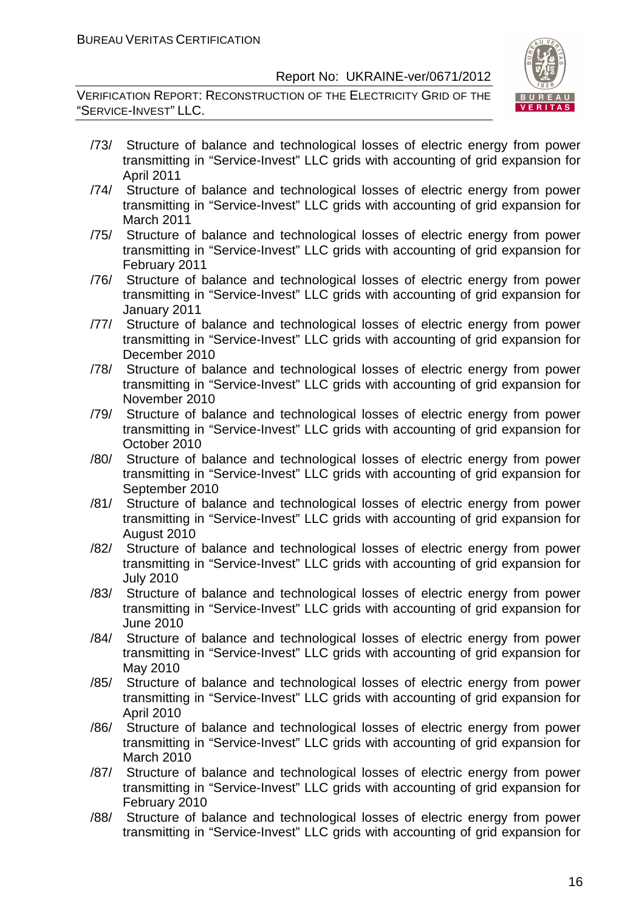/73/ Structure of balance and technological losses of electric energy from power transmitting in “Service-Invest” LLC grids with accounting of grid expansion for April 2011

/74/ Structure of balance and technological losses of electric energy from power transmitting in “Service-Invest” LLC grids with accounting of grid expansion for March 2011

/75/ Structure of balance and technological losses of electric energy from power transmitting in “Service-Invest” LLC grids with accounting of grid expansion for February 2011

/76/ Structure of balance and technological losses of electric energy from power transmitting in “Service-Invest” LLC grids with accounting of grid expansion for January 2011

/77/ Structure of balance and technological losses of electric energy from power transmitting in “Service-Invest” LLC grids with accounting of grid expansion for December 2010

/78/ Structure of balance and technological losses of electric energy from power transmitting in “Service-Invest” LLC grids with accounting of grid expansion for November 2010

/79/ Structure of balance and technological losses of electric energy from power transmitting in “Service-Invest” LLC grids with accounting of grid expansion for October 2010

/80/ Structure of balance and technological losses of electric energy from power transmitting in “Service-Invest” LLC grids with accounting of grid expansion for September 2010

/81/ Structure of balance and technological losses of electric energy from power transmitting in “Service-Invest” LLC grids with accounting of grid expansion for August 2010

/82/ Structure of balance and technological losses of electric energy from power transmitting in “Service-Invest” LLC grids with accounting of grid expansion for July 2010

/83/ Structure of balance and technological losses of electric energy from power transmitting in “Service-Invest” LLC grids with accounting of grid expansion for June 2010

/84/ Structure of balance and technological losses of electric energy from power transmitting in “Service-Invest” LLC grids with accounting of grid expansion for May 2010

/85/ Structure of balance and technological losses of electric energy from power transmitting in “Service-Invest” LLC grids with accounting of grid expansion for April 2010

/86/ Structure of balance and technological losses of electric energy from power transmitting in “Service-Invest” LLC grids with accounting of grid expansion for March 2010

/87/ Structure of balance and technological losses of electric energy from power transmitting in “Service-Invest” LLC grids with accounting of grid expansion for February 2010

/88/ Structure of balance and technological losses of electric energy from power transmitting in “Service-Invest” LLC grids with accounting of grid expansion for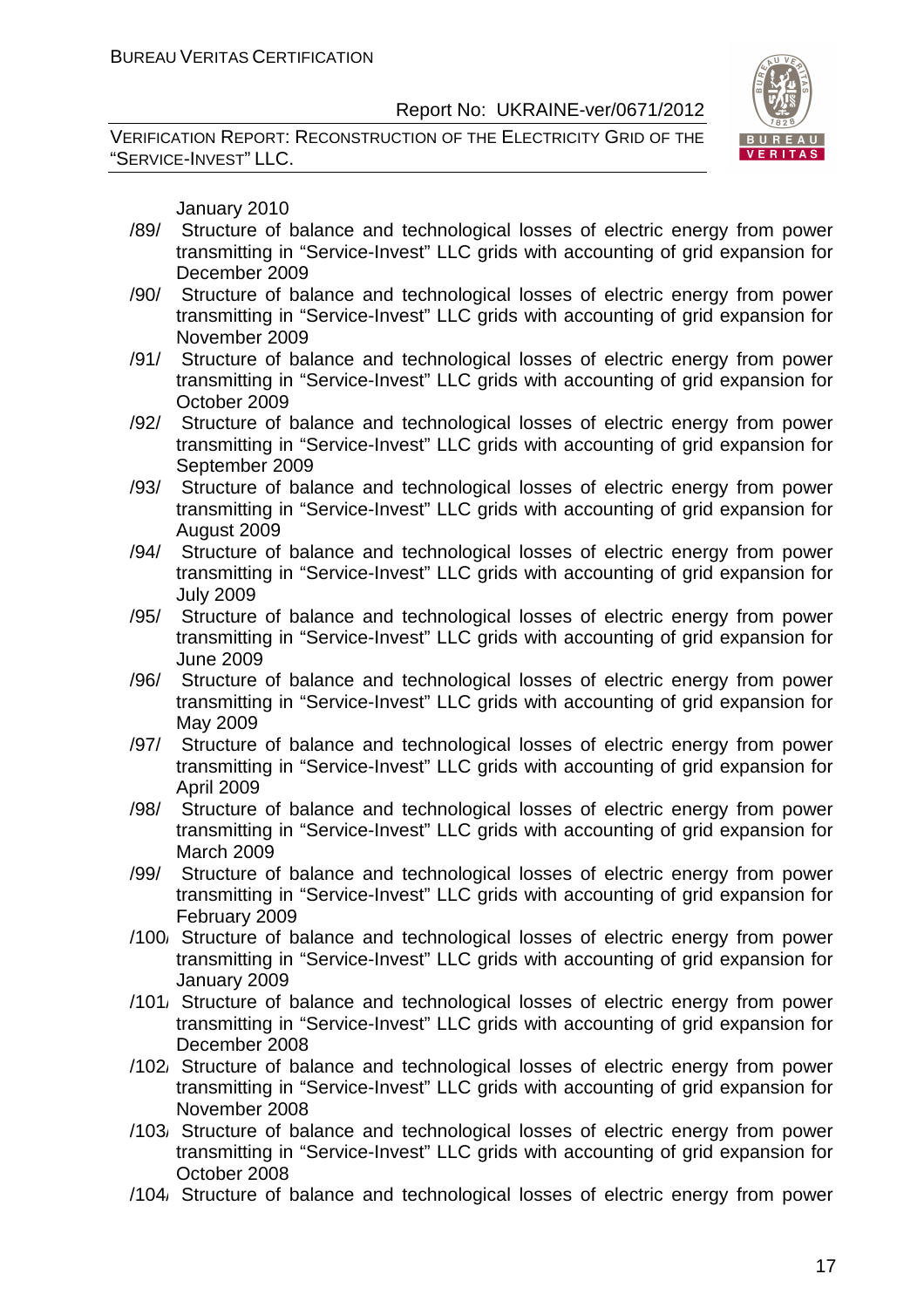January 2010

/89/ Structure of balance and technological losses of electric energy from power transmitting in “Service-Invest” LLC grids with accounting of grid expansion for December 2009

/90/ Structure of balance and technological losses of electric energy from power transmitting in “Service-Invest” LLC grids with accounting of grid expansion for November 2009

/91/ Structure of balance and technological losses of electric energy from power transmitting in “Service-Invest” LLC grids with accounting of grid expansion for October 2009

/92/ Structure of balance and technological losses of electric energy from power transmitting in “Service-Invest” LLC grids with accounting of grid expansion for September 2009

/93/ Structure of balance and technological losses of electric energy from power transmitting in “Service-Invest” LLC grids with accounting of grid expansion for August 2009

/94/ Structure of balance and technological losses of electric energy from power transmitting in “Service-Invest” LLC grids with accounting of grid expansion for July 2009

/95/ Structure of balance and technological losses of electric energy from power transmitting in “Service-Invest” LLC grids with accounting of grid expansion for June 2009

/96/ Structure of balance and technological losses of electric energy from power transmitting in “Service-Invest” LLC grids with accounting of grid expansion for May 2009

/97/ Structure of balance and technological losses of electric energy from power transmitting in “Service-Invest” LLC grids with accounting of grid expansion for April 2009

/98/ Structure of balance and technological losses of electric energy from power transmitting in “Service-Invest” LLC grids with accounting of grid expansion for March 2009

/99/ Structure of balance and technological losses of electric energy from power transmitting in “Service-Invest” LLC grids with accounting of grid expansion for February 2009

/100/ Structure of balance and technological losses of electric energy from power transmitting in “Service-Invest” LLC grids with accounting of grid expansion for January 2009

/101/ Structure of balance and technological losses of electric energy from power transmitting in “Service-Invest” LLC grids with accounting of grid expansion for December 2008

/102/ Structure of balance and technological losses of electric energy from power transmitting in “Service-Invest” LLC grids with accounting of grid expansion for November 2008

/103/ Structure of balance and technological losses of electric energy from power transmitting in “Service-Invest” LLC grids with accounting of grid expansion for October 2008

/104/ Structure of balance and technological losses of electric energy from power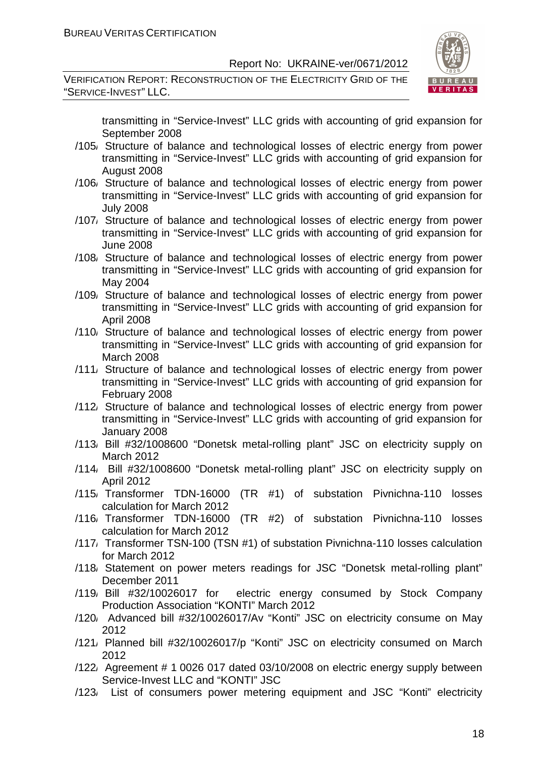transmitting in "Service-Invest" LLC grids with accounting of grid expansion for September 2008

/105/ Structure of balance and technological losses of electric energy from power transmitting in "Service-Invest" LLC grids with accounting of grid expansion for August 2008

/106/ Structure of balance and technological losses of electric energy from power transmitting in "Service-Invest" LLC grids with accounting of grid expansion for July 2008

/107/ Structure of balance and technological losses of electric energy from power transmitting in "Service-Invest" LLC grids with accounting of grid expansion for June 2008

/108/ Structure of balance and technological losses of electric energy from power transmitting in "Service-Invest" LLC grids with accounting of grid expansion for May 2004

/109/ Structure of balance and technological losses of electric energy from power transmitting in "Service-Invest" LLC grids with accounting of grid expansion for April 2008

/110/ Structure of balance and technological losses of electric energy from power transmitting in "Service-Invest" LLC grids with accounting of grid expansion for March 2008

/111/ Structure of balance and technological losses of electric energy from power transmitting in "Service-Invest" LLC grids with accounting of grid expansion for February 2008

/112/ Structure of balance and technological losses of electric energy from power transmitting in "Service-Invest" LLC grids with accounting of grid expansion for January 2008

/113/ Bill #32/1008600 "Donetsk metal-rolling plant" JSC on electricity supply on March 2012

/114/ Bill #32/1008600 "Donetsk metal-rolling plant" JSC on electricity supply on April 2012

/115/ Transformer TDN-16000 (TR #1) of substation Pivnichna-110 losses calculation for March 2012

/116/ Transformer TDN-16000 (TR #2) of substation Pivnichna-110 losses calculation for March 2012

/117/ Transformer TSN-100 (TSN #1) of substation Pivnichna-110 losses calculation for March 2012

/118/ Statement on power meters readings for JSC "Donetsk metal-rolling plant" December 2011

/119/ Bill #32/10026017 for electric energy consumed by Stock Company Production Association "KONTI" March 2012

/120/ Advanced bill #32/10026017/Av "Konti" JSC on electricity consume on May 2012

/121/ Planned bill #32/10026017/p "Konti" JSC on electricity consumed on March 2012

/122/ Agreement # 1 0026 017 dated 03/10/2008 on electric energy supply between Service-Invest LLC and "KONTI" JSC

/123/ List of consumers power metering equipment and JSC "Konti" electricity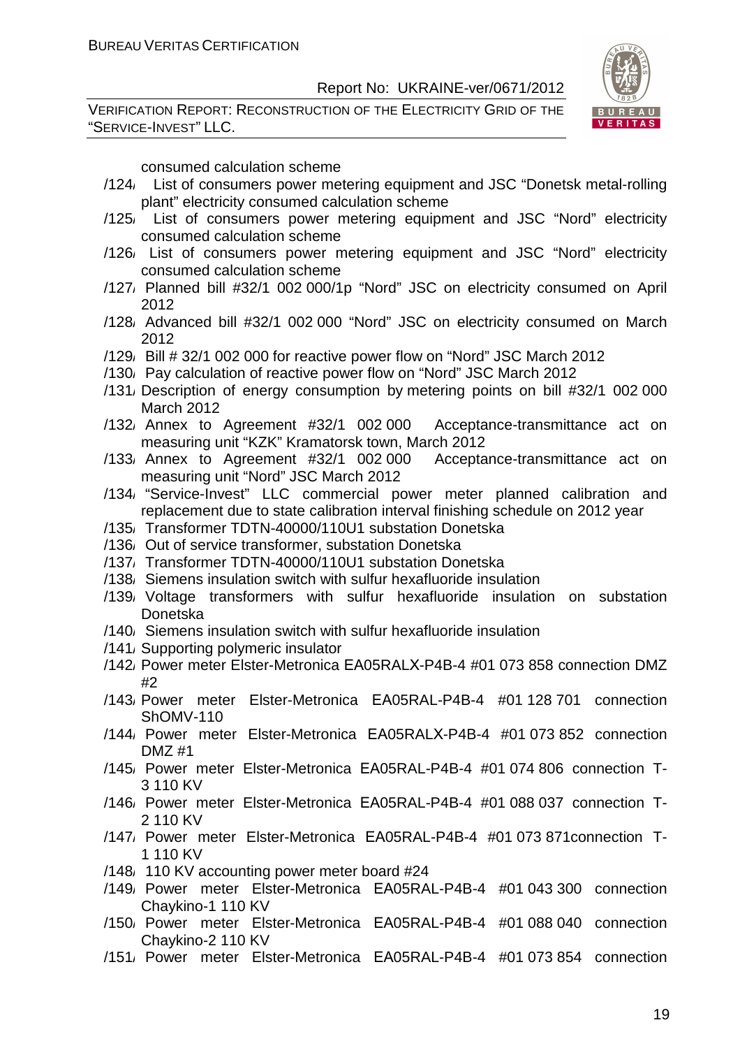consumed calculation scheme

/124/ List of consumers power metering equipment and JSC "Donetsk metal-rolling plant" electricity consumed calculation scheme

/125/ List of consumers power metering equipment and JSC "Nord" electricity consumed calculation scheme

/126/ List of consumers power metering equipment and JSC "Nord" electricity consumed calculation scheme

/127/ Planned bill #32/1 002 000/1p "Nord" JSC on electricity consumed on April 2012

/128/ Advanced bill #32/1 002 000 "Nord" JSC on electricity consumed on March 2012

/129/ Bill # 32/1 002 000 for reactive power flow on "Nord" JSC March 2012

/130/ Pay calculation of reactive power flow on "Nord" JSC March 2012

/131/ Description of energy consumption by metering points on bill #32/1 002 000 March 2012

/132/ Annex to Agreement #32/1 002 000 Acceptance-transmittance act on measuring unit "KZK" Kramatorsk town, March 2012

/133/ Annex to Agreement #32/1 002 000 Acceptance-transmittance act on measuring unit "Nord" JSC March 2012

/134/ "Service-Invest" LLC commercial power meter planned calibration and replacement due to state calibration interval finishing schedule on 2012 year

/135/ Transformer TDTN-40000/110U1 substation Donetska

/136/ Out of service transformer, substation Donetska

/137/ Transformer TDTN-40000/110U1 substation Donetska

/138/ Siemens insulation switch with sulfur hexafluoride insulation

/139/ Voltage transformers with sulfur hexafluoride insulation on substation Donetska

/140/ Siemens insulation switch with sulfur hexafluoride insulation

/141/ Supporting polymeric insulator

/142/ Power meter Elster-Metronica EA05RALX-P4B-4 #01 073 858 connection DMZ #2

/143/ Power meter Elster-Metronica EA05RAL-P4B-4 #01 128 701 connection ShOMV-110

/144/ Power meter Elster-Metronica EA05RALX-P4B-4 #01 073 852 connection DMZ #1

/145/ Power meter Elster-Metronica EA05RAL-P4B-4 #01 074 806 connection T-3 110 KV

/146/ Power meter Elster-Metronica EA05RAL-P4B-4 #01 088 037 connection T-2 110 KV

/147/ Power meter Elster-Metronica EA05RAL-P4B-4 #01 073 871connection T-1 110 KV

/148/ 110 KV accounting power meter board #24

/149/ Power meter Elster-Metronica EA05RAL-P4B-4 #01 043 300 connection Chaykino-1 110 KV

/150/ Power meter Elster-Metronica EA05RAL-P4B-4 #01 088 040 connection Chaykino-2 110 KV

/151/ Power meter Elster-Metronica EA05RAL-P4B-4 #01 073 854 connection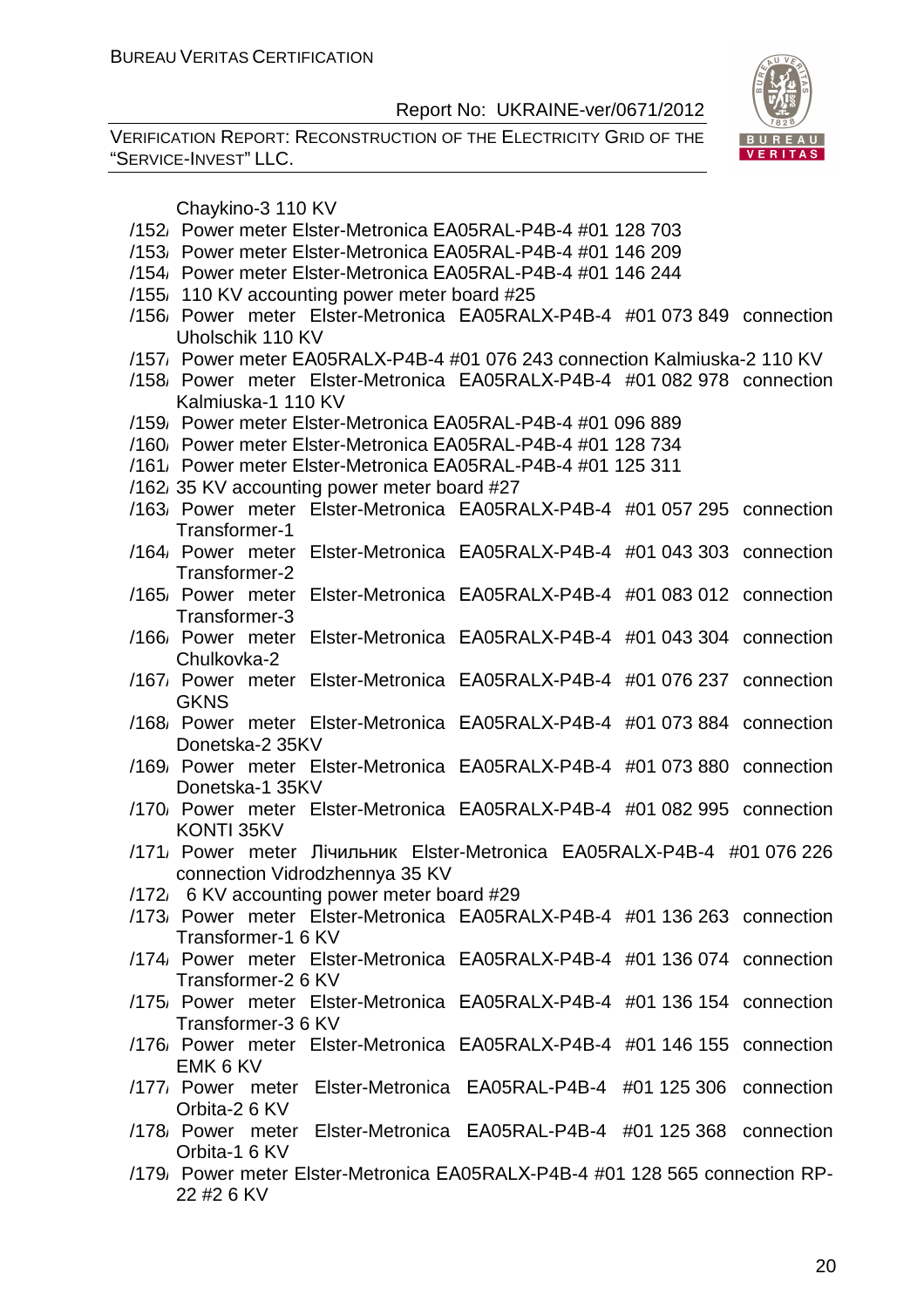Chaykino-3 110 KV

/152/ Power meter Elster-Metronica EA05RAL-P4B-4 #01 128 703

/153/ Power meter Elster-Metronica EA05RAL-P4B-4 #01 146 209

/154/ Power meter Elster-Metronica EA05RAL-P4B-4 #01 146 244

/155/ 110 KV accounting power meter board #25

/156/ Power meter Elster-Metronica EA05RALX-P4B-4 #01 073 849 connection Uholschik 110 KV

/157/ Power meter EA05RALX-P4B-4 #01 076 243 connection Kalmiuska-2 110 KV

/158/ Power meter Elster-Metronica EA05RALX-P4B-4 #01 082 978 connection Kalmiuska-1 110 KV

/159/ Power meter Elster-Metronica EA05RAL-P4B-4 #01 096 889

/160/ Power meter Elster-Metronica EA05RAL-P4B-4 #01 128 734

/161/ Power meter Elster-Metronica EA05RAL-P4B-4 #01 125 311

/162/ 35 KV accounting power meter board #27

/163/ Power meter Elster-Metronica EA05RALX-P4B-4 #01 057 295 connection Transformer-1

/164/ Power meter Elster-Metronica EA05RALX-P4B-4 #01 043 303 connection Transformer-2

/165/ Power meter Elster-Metronica EA05RALX-P4B-4 #01 083 012 connection Transformer-3

/166/ Power meter Elster-Metronica EA05RALX-P4B-4 #01 043 304 connection Chulkovka-2

/167/ Power meter Elster-Metronica EA05RALX-P4B-4 #01 076 237 connection GKNS

/168/ Power meter Elster-Metronica EA05RALX-P4B-4 #01 073 884 connection Donetska-2 35KV

/169/ Power meter Elster-Metronica EA05RALX-P4B-4 #01 073 880 connection Donetska-1 35KV

/170/ Power meter Elster-Metronica EA05RALX-P4B-4 #01 082 995 connection KONTI 35KV

/171/ Power meter Лічильник Elster-Metronica EA05RALX-P4B-4 #01 076 226 connection Vidrodzhennya 35 KV

/172/ 6 KV accounting power meter board #29

/173/ Power meter Elster-Metronica EA05RALX-P4B-4 #01 136 263 connection Transformer-1 6 KV

/174/ Power meter Elster-Metronica EA05RALX-P4B-4 #01 136 074 connection Transformer-2 6 KV

/175/ Power meter Elster-Metronica EA05RALX-P4B-4 #01 136 154 connection Transformer-3 6 KV

/176/ Power meter Elster-Metronica EA05RALX-P4B-4 #01 146 155 connection EMK 6 KV

/177/ Power meter Elster-Metronica EA05RAL-P4B-4 #01 125 306 connection Orbita-2 6 KV

/178/ Power meter Elster-Metronica EA05RAL-P4B-4 #01 125 368 connection Orbita-1 6 KV

/179/ Power meter Elster-Metronica EA05RALX-P4B-4 #01 128 565 connection RP-22 #2 6 KV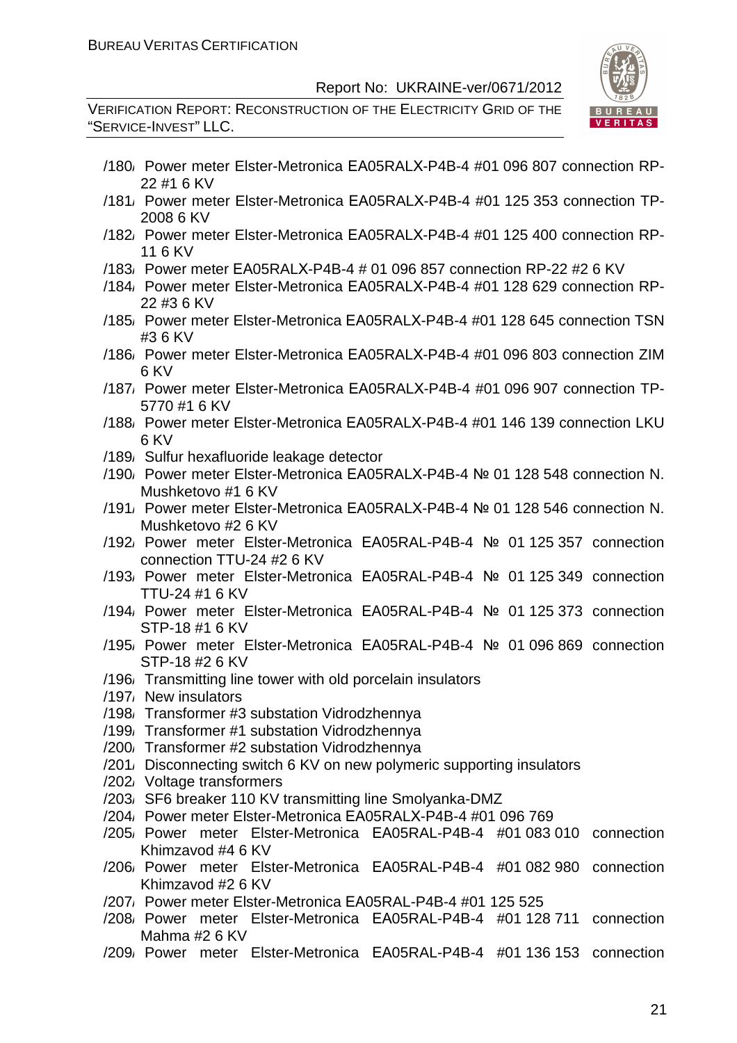/180/ Power meter Elster-Metronica EA05RALX-P4B-4 #01 096 807 connection RP-22 #1 6 KV

/181/ Power meter Elster-Metronica EA05RALX-P4B-4 #01 125 353 connection TP-2008 6 KV

/182/ Power meter Elster-Metronica EA05RALX-P4B-4 #01 125 400 connection RP-11 6 KV

/183/ Power meter EA05RALX-P4B-4 # 01 096 857 connection RP-22 #2 6 KV

/184/ Power meter Elster-Metronica EA05RALX-P4B-4 #01 128 629 connection RP-22 #3 6 KV

/185/ Power meter Elster-Metronica EA05RALX-P4B-4 #01 128 645 connection TSN #3 6 KV

/186/ Power meter Elster-Metronica EA05RALX-P4B-4 #01 096 803 connection ZIM 6 KV

/187/ Power meter Elster-Metronica EA05RALX-P4B-4 #01 096 907 connection TP-5770 #1 6 KV

/188/ Power meter Elster-Metronica EA05RALX-P4B-4 #01 146 139 connection LKU 6 KV

/189/ Sulfur hexafluoride leakage detector

/190/ Power meter Elster-Metronica EA05RALX-P4B-4 № 01 128 548 connection N. Mushketovo #1 6 KV

/191/ Power meter Elster-Metronica EA05RALX-P4B-4 № 01 128 546 connection N. Mushketovo #2 6 KV

/192/ Power meter Elster-Metronica EA05RAL-P4B-4 № 01 125 357 connection connection TTU-24 #2 6 KV

/193/ Power meter Elster-Metronica EA05RAL-P4B-4 № 01 125 349 connection TTU-24 #1 6 KV

/194/ Power meter Elster-Metronica EA05RAL-P4B-4 № 01 125 373 connection STP-18 #1 6 KV

/195/ Power meter Elster-Metronica EA05RAL-P4B-4 № 01 096 869 connection STP-18 #2 6 KV

/196/ Transmitting line tower with old porcelain insulators

/197/ New insulators

/198/ Transformer #3 substation Vidrodzhennya

/199/ Transformer #1 substation Vidrodzhennya

/200/ Transformer #2 substation Vidrodzhennya

/201/ Disconnecting switch 6 KV on new polymeric supporting insulators

/202/ Voltage transformers

/203/ SF6 breaker 110 KV transmitting line Smolyanka-DMZ

/204/ Power meter Elster-Metronica EA05RALX-P4B-4 #01 096 769

/205/ Power meter Elster-Metronica EA05RAL-P4B-4 #01 083 010 connection Khimzavod #4 6 KV

/206/ Power meter Elster-Metronica EA05RAL-P4B-4 #01 082 980 connection Khimzavod #2 6 KV

/207/ Power meter Elster-Metronica EA05RAL-P4B-4 #01 125 525

/208/ Power meter Elster-Metronica EA05RAL-P4B-4 #01 128 711 connection Mahma #2 6 KV

/209/ Power meter Elster-Metronica EA05RAL-P4B-4 #01 136 153 connection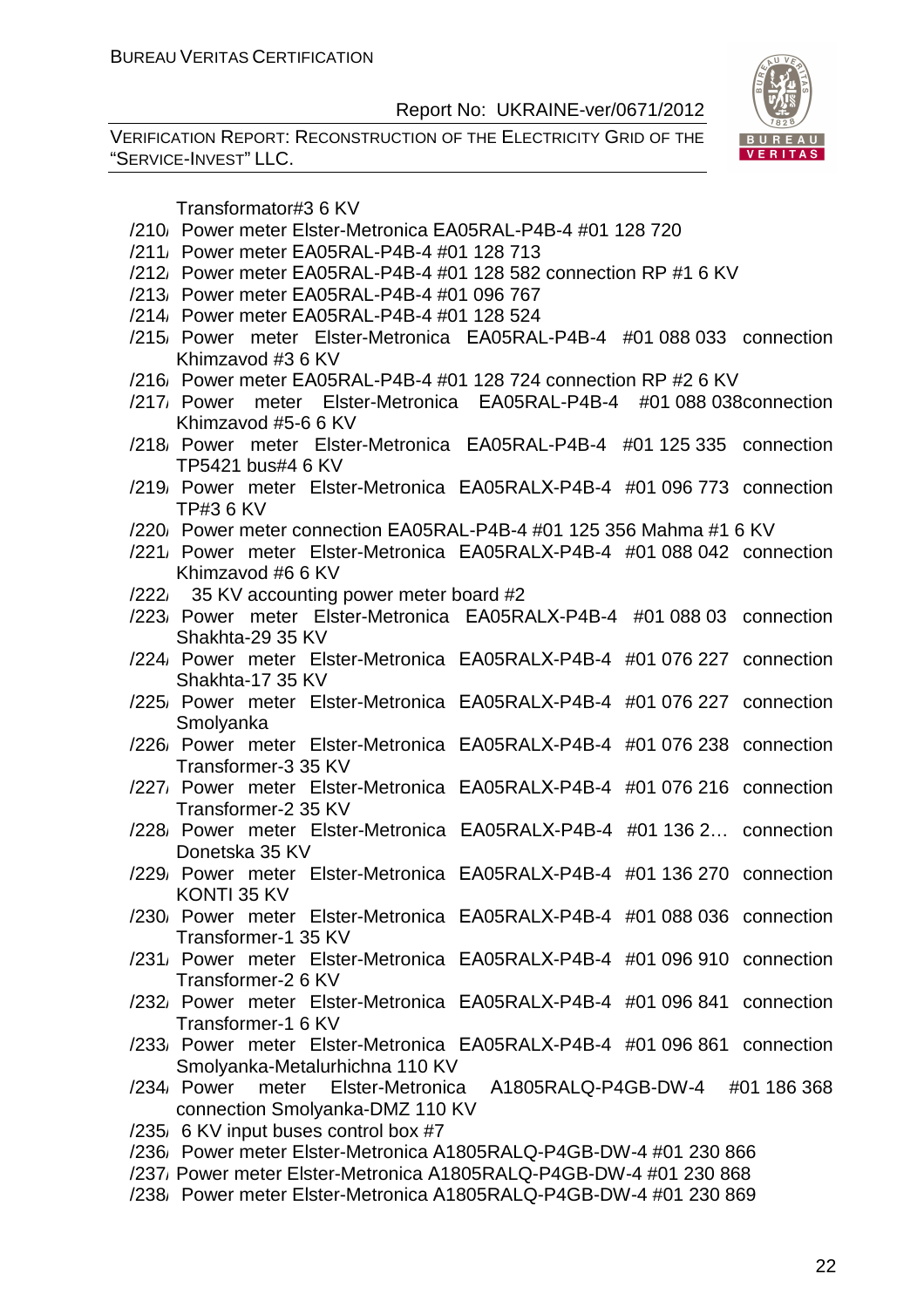Transformator#3 6 KV

/210/ Power meter Elster-Metronica EA05RAL-P4B-4 #01 128 720

/211/ Power meter EA05RAL-P4B-4 #01 128 713

/212/ Power meter EA05RAL-P4B-4 #01 128 582 connection RP #1 6 KV

/213/ Power meter EA05RAL-P4B-4 #01 096 767

/214/ Power meter EA05RAL-P4B-4 #01 128 524

/215/ Power meter Elster-Metronica EA05RAL-P4B-4 #01 088 033 connection Khimzavod #3 6 KV

/216/ Power meter EA05RAL-P4B-4 #01 128 724 connection RP #2 6 KV

/217/ Power meter Elster-Metronica EA05RAL-P4B-4 #01 088 038connection Khimzavod #5-6 6 KV

/218/ Power meter Elster-Metronica EA05RAL-P4B-4 #01 125 335 connection TP5421 bus#4 6 KV

/219/ Power meter Elster-Metronica EA05RALX-P4B-4 #01 096 773 connection TP#3 6 KV

/220/ Power meter connection EA05RAL-P4B-4 #01 125 356 Mahma #1 6 KV

/221/ Power meter Elster-Metronica EA05RALX-P4B-4 #01 088 042 connection Khimzavod #6 6 KV

/222/ 35 KV accounting power meter board #2

/223/ Power meter Elster-Metronica EA05RALX-P4B-4 #01 088 03 connection Shakhta-29 35 KV

/224/ Power meter Elster-Metronica EA05RALX-P4B-4 #01 076 227 connection Shakhta-17 35 KV

/225/ Power meter Elster-Metronica EA05RALX-P4B-4 #01 076 227 connection Smolyanka

/226/ Power meter Elster-Metronica EA05RALX-P4B-4 #01 076 238 connection Transformer-3 35 KV

/227/ Power meter Elster-Metronica EA05RALX-P4B-4 #01 076 216 connection Transformer-2 35 KV

/228/ Power meter Elster-Metronica EA05RALX-P4B-4 #01 136 2… connection Donetska 35 KV

/229/ Power meter Elster-Metronica EA05RALX-P4B-4 #01 136 270 connection KONTI 35 KV

/230/ Power meter Elster-Metronica EA05RALX-P4B-4 #01 088 036 connection Transformer-1 35 KV

/231/ Power meter Elster-Metronica EA05RALX-P4B-4 #01 096 910 connection Transformer-2 6 KV

/232/ Power meter Elster-Metronica EA05RALX-P4B-4 #01 096 841 connection Transformer-1 6 KV

/233/ Power meter Elster-Metronica EA05RALX-P4B-4 #01 096 861 connection Smolyanka-Metalurhichna 110 KV

/234/ Power meter Elster-Metronica A1805RALQ-P4GB-DW-4 #01 186 368 connection Smolyanka-DMZ 110 KV

/235/ 6 KV input buses control box #7

/236/ Power meter Elster-Metronica A1805RALQ-P4GB-DW-4 #01 230 866

/237/ Power meter Elster-Metronica A1805RALQ-P4GB-DW-4 #01 230 868

/238/ Power meter Elster-Metronica A1805RALQ-P4GB-DW-4 #01 230 869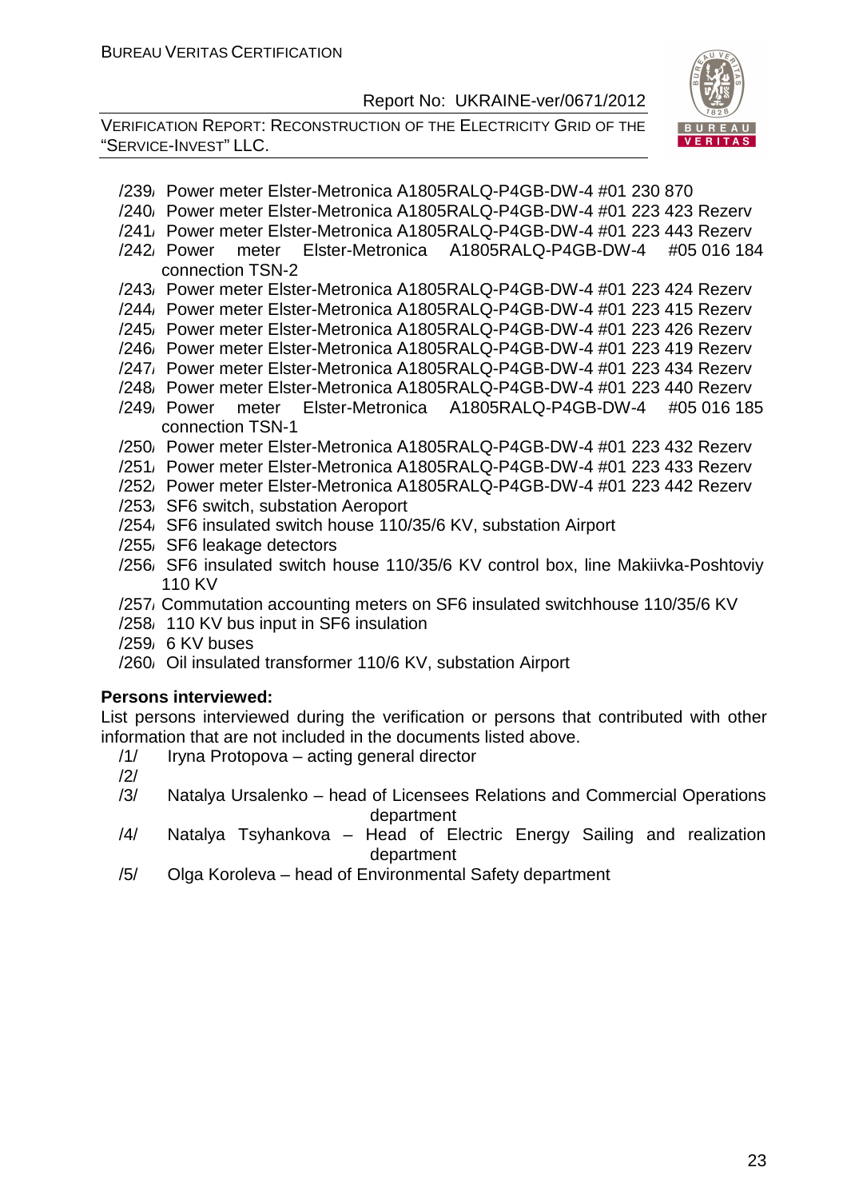/239/ Power meter Elster-Metronica A1805RALQ-P4GB-DW-4 #01 230 870

/240/ Power meter Elster-Metronica A1805RALQ-P4GB-DW-4 #01 223 423 Rezerv

/241/ Power meter Elster-Metronica A1805RALQ-P4GB-DW-4 #01 223 443 Rezerv

/242/ Power meter Elster-Metronica A1805RALQ-P4GB-DW-4 #05 016 184 connection TSN-2

/243/ Power meter Elster-Metronica A1805RALQ-P4GB-DW-4 #01 223 424 Rezerv

/244/ Power meter Elster-Metronica A1805RALQ-P4GB-DW-4 #01 223 415 Rezerv

/245/ Power meter Elster-Metronica A1805RALQ-P4GB-DW-4 #01 223 426 Rezerv

/246/ Power meter Elster-Metronica A1805RALQ-P4GB-DW-4 #01 223 419 Rezerv

/247/ Power meter Elster-Metronica A1805RALQ-P4GB-DW-4 #01 223 434 Rezerv

/248/ Power meter Elster-Metronica A1805RALQ-P4GB-DW-4 #01 223 440 Rezerv

/249/ Power meter Elster-Metronica A1805RALQ-P4GB-DW-4 #05 016 185 connection TSN-1

/250/ Power meter Elster-Metronica A1805RALQ-P4GB-DW-4 #01 223 432 Rezerv

/251/ Power meter Elster-Metronica A1805RALQ-P4GB-DW-4 #01 223 433 Rezerv

/252/ Power meter Elster-Metronica A1805RALQ-P4GB-DW-4 #01 223 442 Rezerv

/253/ SF6 switch, substation Aeroport

/254/ SF6 insulated switch house 110/35/6 KV, substation Airport

/255/ SF6 leakage detectors

/256/ SF6 insulated switch house 110/35/6 KV control box, line Makiivka-Poshtoviy 110 KV

/257/ Commutation accounting meters on SF6 insulated switchhouse 110/35/6 KV

/258/ 110 KV bus input in SF6 insulation

/259/ 6 KV buses

/260/ Oil insulated transformer 110/6 KV, substation Airport

**Persons interviewed:**

List persons interviewed during the verification or persons that contributed with other information that are not included in the documents listed above.

/1/ Iryna Protopova – acting general director

/2/

/3/ Natalya Ursalenko – head of Licensees Relations and Commercial Operations department

/4/ Natalya Tsyhankova – Head of Electric Energy Sailing and realization department

/5/ Olga Koroleva – head of Environmental Safety department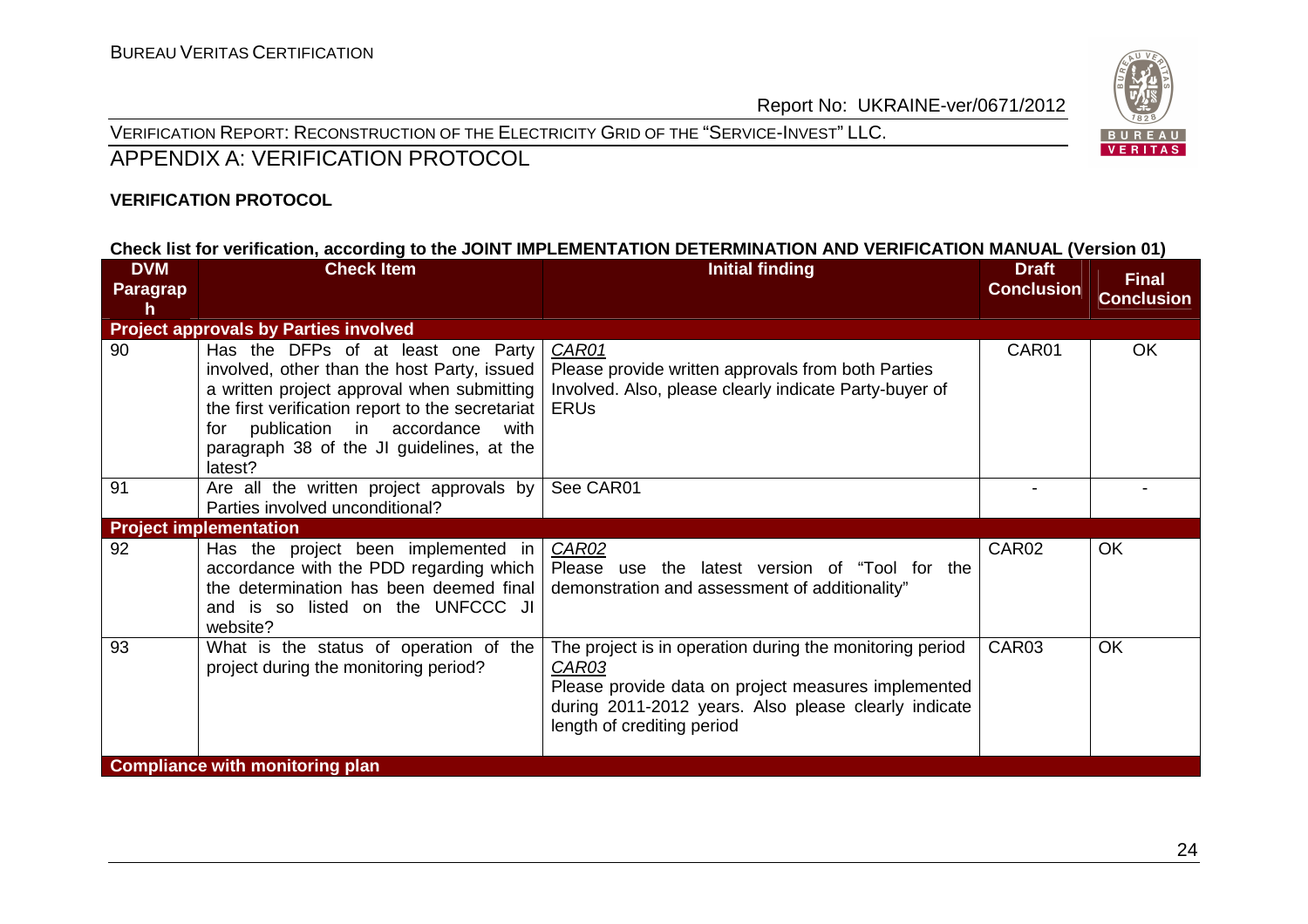## APPENDIX A: VERIFICATION PROTOCOL

**VERIFICATION PROTOCOL**

**Check list for verification, according to the JOINT IMPLEMENTATION DETERMINATION AND VERIFICATION MANUAL (Version 01)**

| DVM Paragraph | Check Item | Initial finding | Draft Conclusion | Final Conclusion |
|---|---|---|---|---|
| **Project approvals by Parties involved** | | | | |
| 90 | Has the DFPs of at least one Party involved, other than the host Party, issued a written project approval when submitting the first verification report to the secretariat for publication in accordance with paragraph 38 of the JI guidelines, at the latest? | *CAR01*<br>Please provide written approvals from both Parties Involved. Also, please clearly indicate Party-buyer of ERUs | CAR01 | OK |
| 91 | Are all the written project approvals by Parties involved unconditional? | See CAR01 | - | - |
| **Project implementation** | | | | |
| 92 | Has the project been implemented in accordance with the PDD regarding which the determination has been deemed final and is so listed on the UNFCCC JI website? | *CAR02*<br>Please use the latest version of "Tool for the demonstration and assessment of additionality" | CAR02 | OK |
| 93 | What is the status of operation of the project during the monitoring period? | The project is in operation during the monitoring period<br>*CAR03*<br>Please provide data on project measures implemented during 2011-2012 years. Also please clearly indicate length of crediting period | CAR03 | OK |
| **Compliance with monitoring plan** | | | | |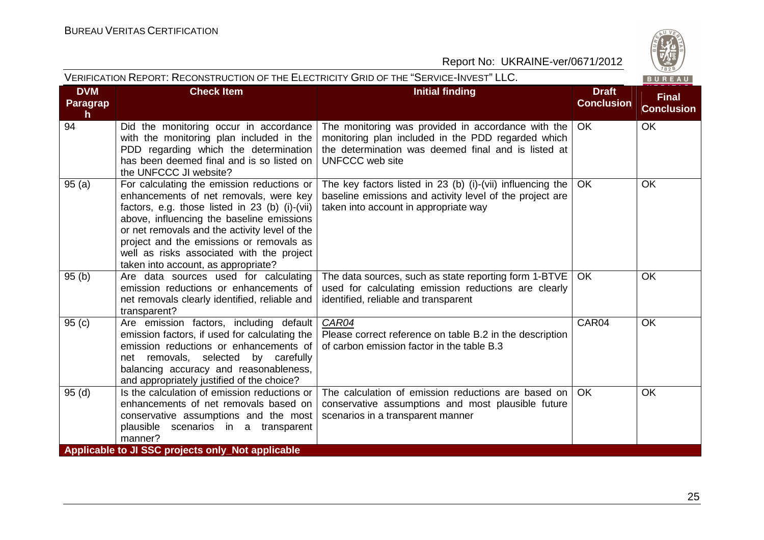| DVM Paragraph | Check Item | Initial finding | Draft Conclusion | Final Conclusion |
|---|---|---|---|---|
| 94 | Did the monitoring occur in accordance with the monitoring plan included in the PDD regarding which the determination has been deemed final and is so listed on the UNFCCC JI website? | The monitoring was provided in accordance with the monitoring plan included in the PDD regarded which the determination was deemed final and is listed at UNFCCC web site | OK | OK |
| 95 (a) | For calculating the emission reductions or enhancements of net removals, were key factors, e.g. those listed in 23 (b) (i)-(vii) above, influencing the baseline emissions or net removals and the activity level of the project and the emissions or removals as well as risks associated with the project taken into account, as appropriate? | The key factors listed in 23 (b) (i)-(vii) influencing the baseline emissions and activity level of the project are taken into account in appropriate way | OK | OK |
| 95 (b) | Are data sources used for calculating emission reductions or enhancements of net removals clearly identified, reliable and transparent? | The data sources, such as state reporting form 1-BTVE used for calculating emission reductions are clearly identified, reliable and transparent | OK | OK |
| 95 (c) | Are emission factors, including default emission factors, if used for calculating the emission reductions or enhancements of net removals, selected by carefully balancing accuracy and reasonableness, and appropriately justified of the choice? | _CAR04_<br>Please correct reference on table B.2 in the description of carbon emission factor in the table B.3 | CAR04 | OK |
| 95 (d) | Is the calculation of emission reductions or enhancements of net removals based on conservative assumptions and the most plausible scenarios in a transparent manner? | The calculation of emission reductions are based on conservative assumptions and most plausible future scenarios in a transparent manner | OK | OK |
| **Applicable to JI SSC projects only_Not applicable** | | | | |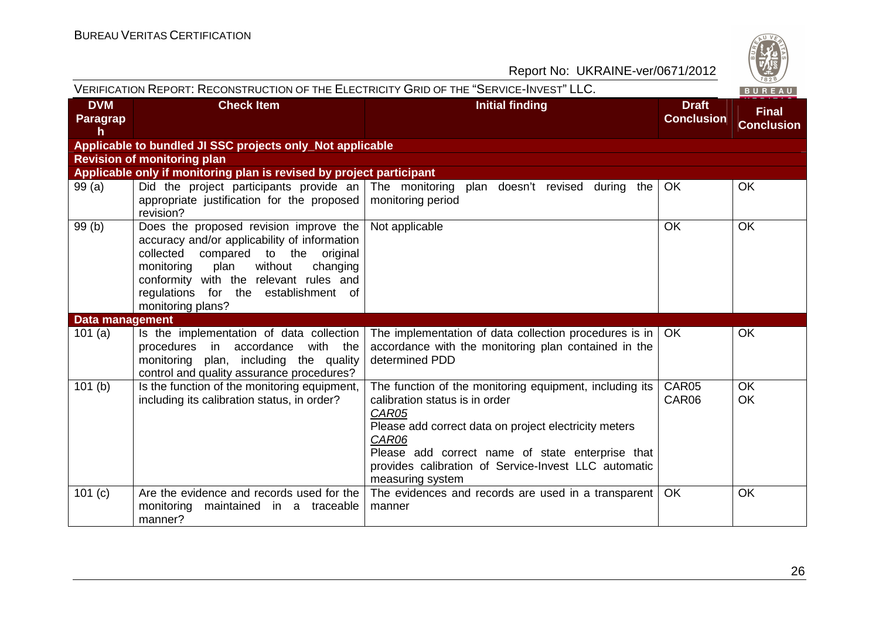| DVM Paragraph | Check Item | Initial finding | Draft Conclusion | Final Conclusion |
|---|---|---|---|---|
| **Applicable to bundled JI SSC projects only_Not applicable** | | | | |
| **Revision of monitoring plan** | | | | |
| **Applicable only if monitoring plan is revised by project participant** | | | | |
| 99 (a) | Did the project participants provide an appropriate justification for the proposed revision? | The monitoring plan doesn't revised during the monitoring period | OK | OK |
| 99 (b) | Does the proposed revision improve the accuracy and/or applicability of information collected compared to the original monitoring plan without changing conformity with the relevant rules and regulations for the establishment of monitoring plans? | Not applicable | OK | OK |
| **Data management** | | | | |
| 101 (a) | Is the implementation of data collection procedures in accordance with the monitoring plan, including the quality control and quality assurance procedures? | The implementation of data collection procedures is in accordance with the monitoring plan contained in the determined PDD | OK | OK |
| 101 (b) | Is the function of the monitoring equipment, including its calibration status, in order? | The function of the monitoring equipment, including its calibration status is in order<br>*CAR05*<br>Please add correct data on project electricity meters<br>*CAR06*<br>Please add correct name of state enterprise that provides calibration of Service-Invest LLC automatic measuring system | CAR05<br>CAR06 | OK<br>OK |
| 101 (c) | Are the evidence and records used for the monitoring maintained in a traceable manner? | The evidences and records are used in a transparent manner | OK | OK |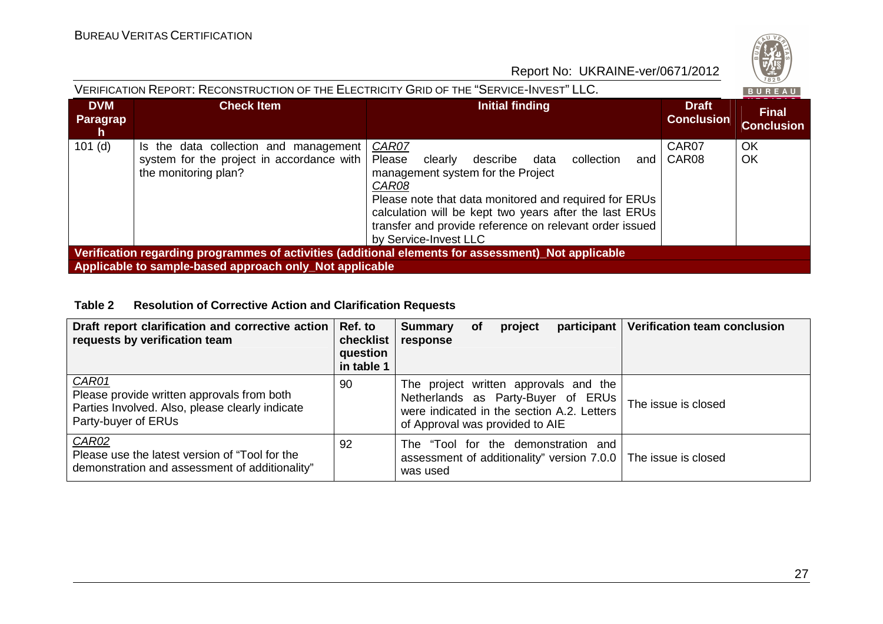| DVM Paragraph | Check Item | Initial finding | Draft Conclusion | Final Conclusion |
|---|---|---|---|---|
| 101 (d) | Is the data collection and management system for the project in accordance with the monitoring plan? | *CAR07*<br>Please clearly describe data collection and management system for the Project<br>*CAR08*<br>Please note that data monitored and required for ERUs calculation will be kept two years after the last ERUs transfer and provide reference on relevant order issued by Service-Invest LLC | CAR07<br>CAR08 | OK<br>OK |
| **Verification regarding programmes of activities (additional elements for assessment)_Not applicable** | | | | |
| **Applicable to sample-based approach only_Not applicable** | | | | |

**Table 2 Resolution of Corrective Action and Clarification Requests**

| Draft report clarification and corrective action requests by verification team | Ref. to checklist question in table 1 | Summary of project participant response | Verification team conclusion |
|---|---|---|---|
| *CAR01*<br>Please provide written approvals from both Parties Involved. Also, please clearly indicate Party-buyer of ERUs | 90 | The project written approvals and the Netherlands as Party-Buyer of ERUs were indicated in the section A.2. Letters of Approval was provided to AIE | The issue is closed |
| *CAR02*<br>Please use the latest version of "Tool for the demonstration and assessment of additionality" | 92 | The "Tool for the demonstration and assessment of additionality" version 7.0.0 was used | The issue is closed |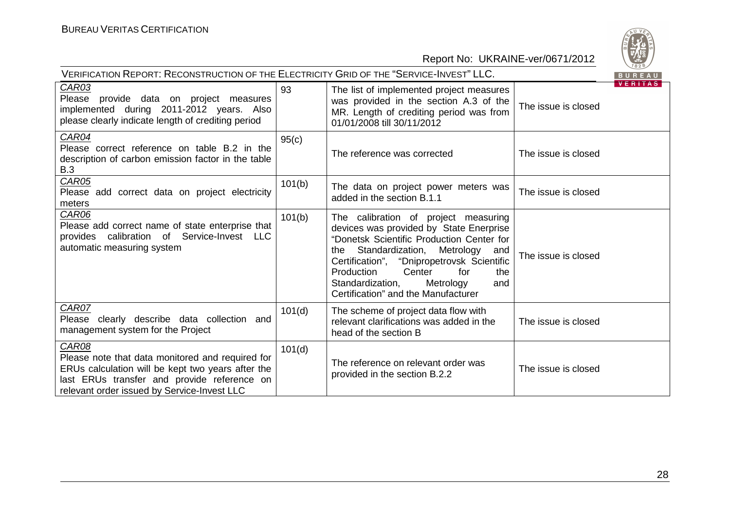| | | | |
|---|---|---|---|
| CAR03<br>Please provide data on project measures implemented during 2011-2012 years. Also please clearly indicate length of crediting period | 93 | The list of implemented project measures was provided in the section A.3 of the MR. Length of crediting period was from 01/01/2008 till 30/11/2012 | The issue is closed |
| CAR04<br>Please correct reference on table B.2 in the description of carbon emission factor in the table B.3 | 95(c) | The reference was corrected | The issue is closed |
| CAR05<br>Please add correct data on project electricity meters | 101(b) | The data on project power meters was added in the section B.1.1 | The issue is closed |
| CAR06<br>Please add correct name of state enterprise that provides calibration of Service-Invest LLC automatic measuring system | 101(b) | The calibration of project measuring devices was provided by State Enerprise "Donetsk Scientific Production Center for the Standardization, Metrology and Certification", "Dnipropetrovsk Scientific Production Center for the Standardization, Metrology and Certification" and the Manufacturer | The issue is closed |
| CAR07<br>Please clearly describe data collection and management system for the Project | 101(d) | The scheme of project data flow with relevant clarifications was added in the head of the section B | The issue is closed |
| CAR08<br>Please note that data monitored and required for ERUs calculation will be kept two years after the last ERUs transfer and provide reference on relevant order issued by Service-Invest LLC | 101(d) | The reference on relevant order was provided in the section B.2.2 | The issue is closed |